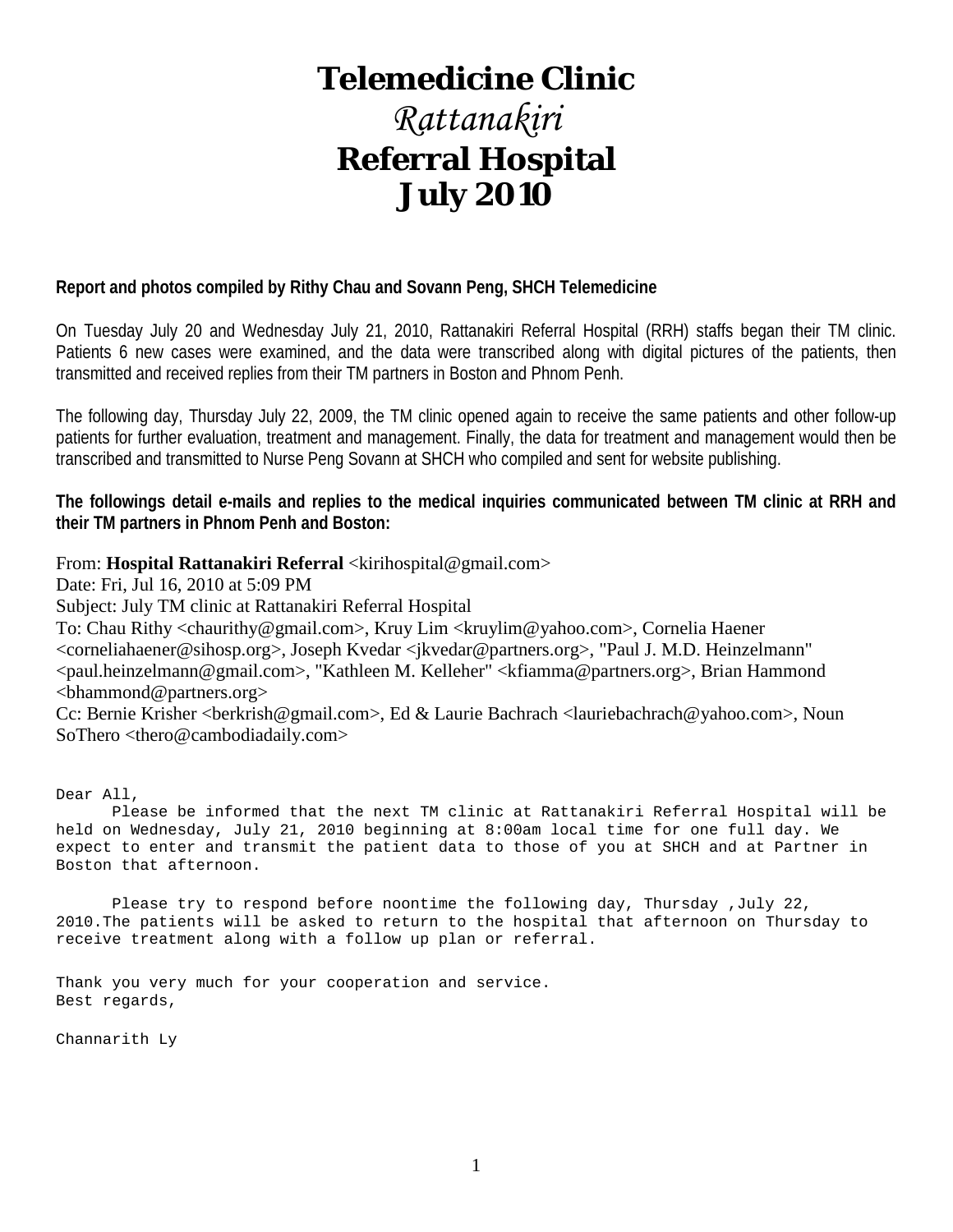# Telemedicine Clinic
# *Rattanakiri*
# Referral Hospital
# July 2010

**Report and photos compiled by Rithy Chau and Sovann Peng, SHCH Telemedicine**

On Tuesday July 20 and Wednesday July 21, 2010, Rattanakiri Referral Hospital (RRH) staffs began their TM clinic. Patients 6 new cases were examined, and the data were transcribed along with digital pictures of the patients, then transmitted and received replies from their TM partners in Boston and Phnom Penh.

The following day, Thursday July 22, 2009, the TM clinic opened again to receive the same patients and other follow-up patients for further evaluation, treatment and management. Finally, the data for treatment and management would then be transcribed and transmitted to Nurse Peng Sovann at SHCH who compiled and sent for website publishing.

**The followings detail e-mails and replies to the medical inquiries communicated between TM clinic at RRH and their TM partners in Phnom Penh and Boston:**

From: **Hospital Rattanakiri Referral** <kirihospital@gmail.com>
Date: Fri, Jul 16, 2010 at 5:09 PM
Subject: July TM clinic at Rattanakiri Referral Hospital
To: Chau Rithy <chaurithy@gmail.com>, Kruy Lim <kruylim@yahoo.com>, Cornelia Haener <corneliahaener@sihosp.org>, Joseph Kvedar <jkvedar@partners.org>, "Paul J. M.D. Heinzelmann" <paul.heinzelmann@gmail.com>, "Kathleen M. Kelleher" <kfiamma@partners.org>, Brian Hammond <bhammond@partners.org>
Cc: Bernie Krisher <berkrish@gmail.com>, Ed & Laurie Bachrach <lauriebachrach@yahoo.com>, Noun SoThero <thero@cambodiadaily.com>

Dear All,

Please be informed that the next TM clinic at Rattanakiri Referral Hospital will be held on Wednesday, July 21, 2010 beginning at 8:00am local time for one full day. We expect to enter and transmit the patient data to those of you at SHCH and at Partner in Boston that afternoon.

Please try to respond before noontime the following day, Thursday ,July 22, 2010.The patients will be asked to return to the hospital that afternoon on Thursday to receive treatment along with a follow up plan or referral.

Thank you very much for your cooperation and service.
Best regards,

Channarith Ly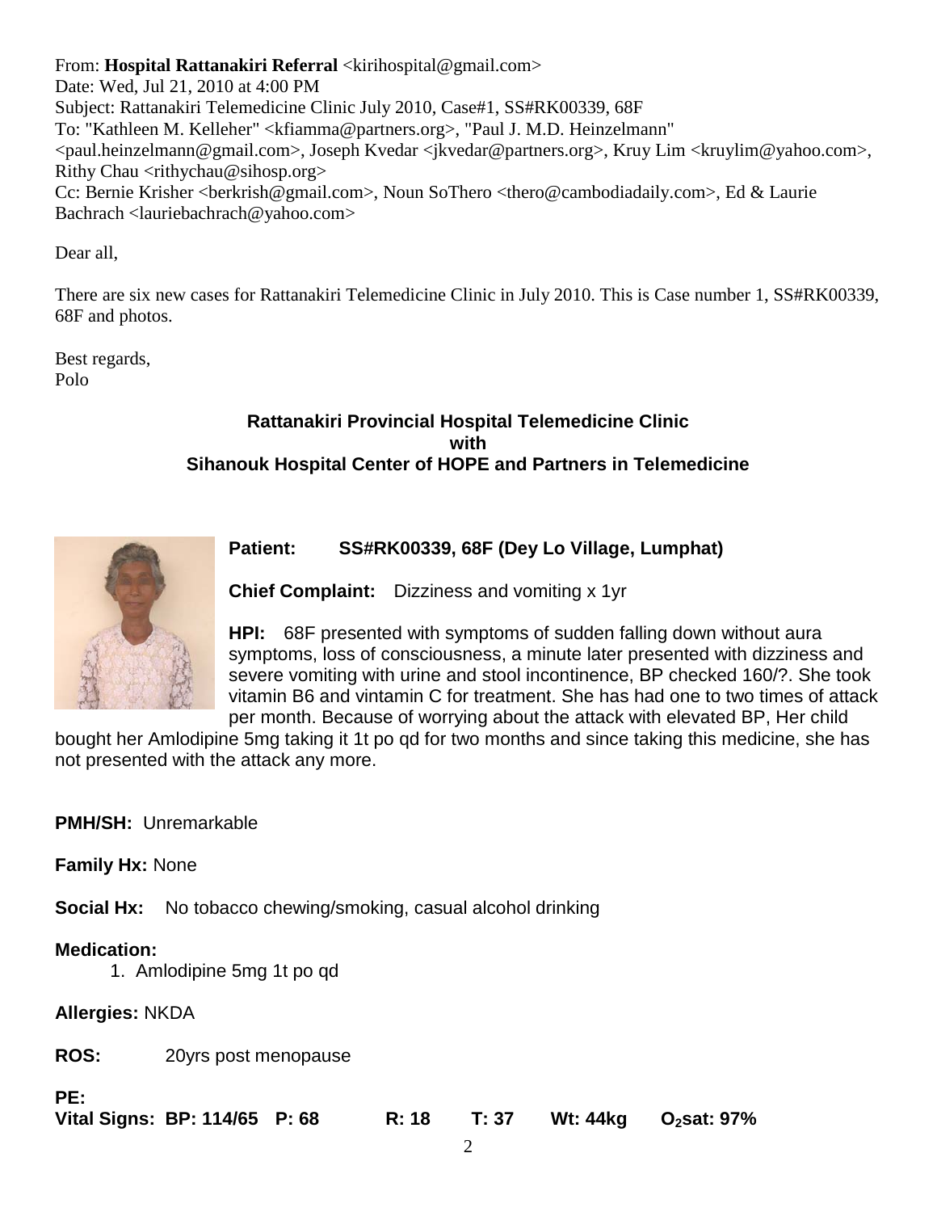From: **Hospital Rattanakiri Referral** <kirihospital@gmail.com>
Date: Wed, Jul 21, 2010 at 4:00 PM
Subject: Rattanakiri Telemedicine Clinic July 2010, Case#1, SS#RK00339, 68F
To: "Kathleen M. Kelleher" <kfiamma@partners.org>, "Paul J. M.D. Heinzelmann" <paul.heinzelmann@gmail.com>, Joseph Kvedar <jkvedar@partners.org>, Kruy Lim <kruylim@yahoo.com>, Rithy Chau <rithychau@sihosp.org>
Cc: Bernie Krisher <berkrish@gmail.com>, Noun SoThero <thero@cambodiadaily.com>, Ed & Laurie Bachrach <lauriebachrach@yahoo.com>

Dear all,

There are six new cases for Rattanakiri Telemedicine Clinic in July 2010. This is Case number 1, SS#RK00339, 68F and photos.

Best regards,
Polo

**Rattanakiri Provincial Hospital Telemedicine Clinic with Sihanouk Hospital Center of HOPE and Partners in Telemedicine**

**Patient:** **SS#RK00339, 68F (Dey Lo Village, Lumphat)**

**Chief Complaint:** Dizziness and vomiting x 1yr

**HPI:** 68F presented with symptoms of sudden falling down without aura symptoms, loss of consciousness, a minute later presented with dizziness and severe vomiting with urine and stool incontinence, BP checked 160/?. She took vitamin B6 and vintamin C for treatment. She has had one to two times of attack per month. Because of worrying about the attack with elevated BP, Her child bought her Amlodipine 5mg taking it 1t po qd for two months and since taking this medicine, she has not presented with the attack any more.

**PMH/SH:** Unremarkable

**Family Hx:** None

**Social Hx:** No tobacco chewing/smoking, casual alcohol drinking

**Medication:**

1. Amlodipine 5mg 1t po qd

**Allergies:** NKDA

**ROS:** 20yrs post menopause

**PE:**

**Vital Signs: BP: 114/65 P: 68 R: 18 T: 37 Wt: 44kg $O_2$sat: 97%**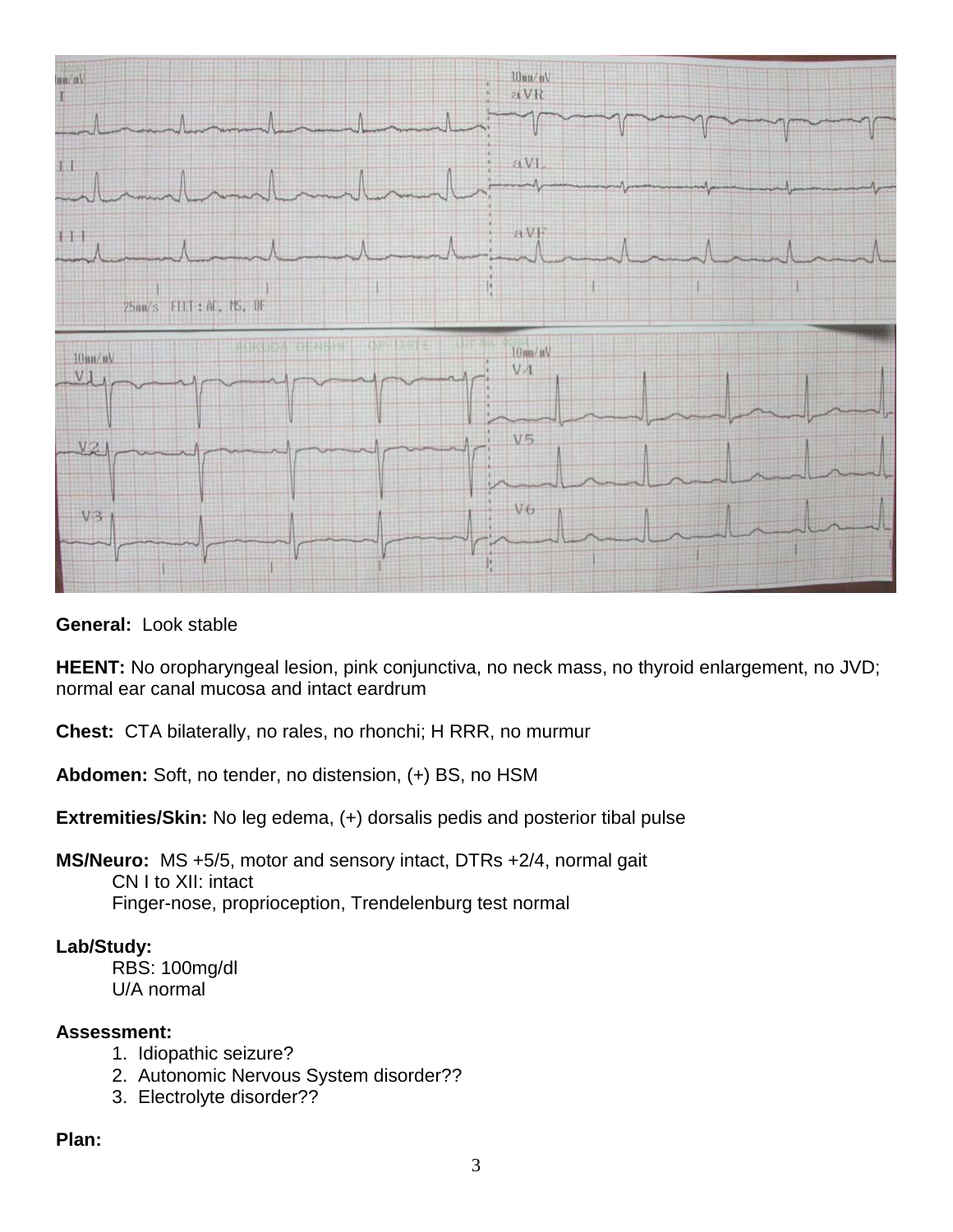**General:** Look stable

**HEENT:** No oropharyngeal lesion, pink conjunctiva, no neck mass, no thyroid enlargement, no JVD; normal ear canal mucosa and intact eardrum

**Chest:** CTA bilaterally, no rales, no rhonchi; H RRR, no murmur

**Abdomen:** Soft, no tender, no distension, (+) BS, no HSM

**Extremities/Skin:** No leg edema, (+) dorsalis pedis and posterior tibal pulse

**MS/Neuro:** MS +5/5, motor and sensory intact, DTRs +2/4, normal gait
CN I to XII: intact
Finger-nose, proprioception, Trendelenburg test normal

**Lab/Study:**
RBS: 100mg/dl
U/A normal

**Assessment:**

1. Idiopathic seizure?
2. Autonomic Nervous System disorder??
3. Electrolyte disorder??

**Plan:**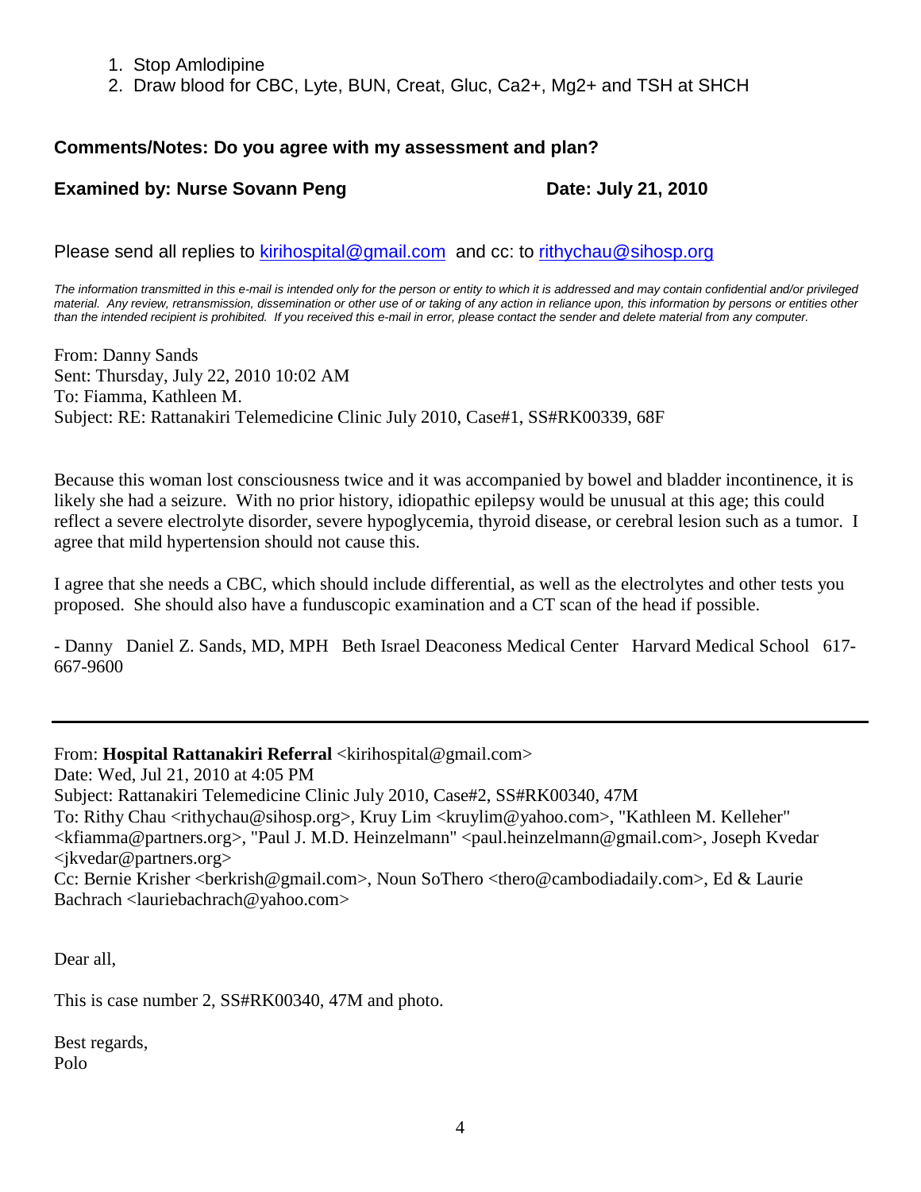1. Stop Amlodipine
2. Draw blood for CBC, Lyte, BUN, Creat, Gluc, $Ca^{2+}$, $Mg^{2+}$ and TSH at SHCH

**Comments/Notes: Do you agree with my assessment and plan?**

**Examined by: Nurse Sovann Peng** **Date: July 21, 2010**

Please send all replies to kirihospital@gmail.com and cc: to rithychau@sihosp.org

*The information transmitted in this e-mail is intended only for the person or entity to which it is addressed and may contain confidential and/or privileged material. Any review, retransmission, dissemination or other use of or taking of any action in reliance upon, this information by persons or entities other than the intended recipient is prohibited. If you received this e-mail in error, please contact the sender and delete material from any computer.*

From: Danny Sands
Sent: Thursday, July 22, 2010 10:02 AM
To: Fiamma, Kathleen M.
Subject: RE: Rattanakiri Telemedicine Clinic July 2010, Case#1, SS#RK00339, 68F

Because this woman lost consciousness twice and it was accompanied by bowel and bladder incontinence, it is likely she had a seizure. With no prior history, idiopathic epilepsy would be unusual at this age; this could reflect a severe electrolyte disorder, severe hypoglycemia, thyroid disease, or cerebral lesion such as a tumor. I agree that mild hypertension should not cause this.

I agree that she needs a CBC, which should include differential, as well as the electrolytes and other tests you proposed. She should also have a funduscopic examination and a CT scan of the head if possible.

- Danny Daniel Z. Sands, MD, MPH Beth Israel Deaconess Medical Center Harvard Medical School 617-667-9600

---

From: **Hospital Rattanakiri Referral** <kirihospital@gmail.com>
Date: Wed, Jul 21, 2010 at 4:05 PM
Subject: Rattanakiri Telemedicine Clinic July 2010, Case#2, SS#RK00340, 47M
To: Rithy Chau <rithychau@sihosp.org>, Kruy Lim <kruylim@yahoo.com>, "Kathleen M. Kelleher" <kfiamma@partners.org>, "Paul J. M.D. Heinzelmann" <paul.heinzelmann@gmail.com>, Joseph Kvedar <jkvedar@partners.org>
Cc: Bernie Krisher <berkrish@gmail.com>, Noun SoThero <thero@cambodiadaily.com>, Ed & Laurie Bachrach <lauriebachrach@yahoo.com>

Dear all,

This is case number 2, SS#RK00340, 47M and photo.

Best regards,
Polo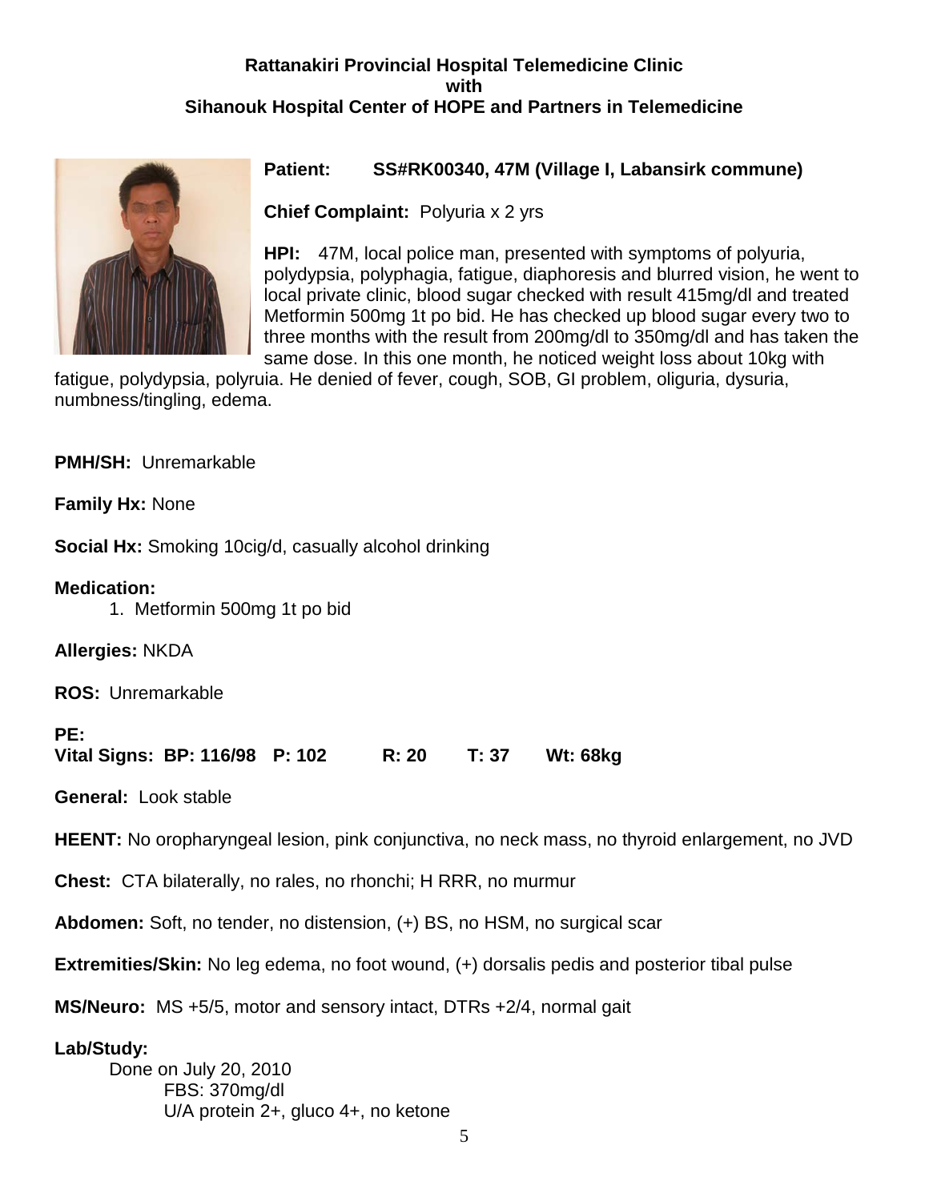**Rattanakiri Provincial Hospital Telemedicine Clinic**
**with**
**Sihanouk Hospital Center of HOPE and Partners in Telemedicine**

**Patient:** **SS#RK00340, 47M (Village I, Labansirk commune)**

**Chief Complaint:** Polyuria x 2 yrs

**HPI:** 47M, local police man, presented with symptoms of polyuria, polydypsia, polyphagia, fatigue, diaphoresis and blurred vision, he went to local private clinic, blood sugar checked with result 415mg/dl and treated Metformin 500mg 1t po bid. He has checked up blood sugar every two to three months with the result from 200mg/dl to 350mg/dl and has taken the same dose. In this one month, he noticed weight loss about 10kg with fatigue, polydypsia, polyruia. He denied of fever, cough, SOB, GI problem, oliguria, dysuria, numbness/tingling, edema.

**PMH/SH:** Unremarkable

**Family Hx:** None

**Social Hx:** Smoking 10cig/d, casually alcohol drinking

**Medication:**

1. Metformin 500mg 1t po bid

**Allergies:** NKDA

**ROS:** Unremarkable

**PE:**

**Vital Signs: BP: 116/98 P: 102 R: 20 T: 37 Wt: 68kg**

**General:** Look stable

**HEENT:** No oropharyngeal lesion, pink conjunctiva, no neck mass, no thyroid enlargement, no JVD

**Chest:** CTA bilaterally, no rales, no rhonchi; H RRR, no murmur

**Abdomen:** Soft, no tender, no distension, (+) BS, no HSM, no surgical scar

**Extremities/Skin:** No leg edema, no foot wound, (+) dorsalis pedis and posterior tibal pulse

**MS/Neuro:** MS +5/5, motor and sensory intact, DTRs +2/4, normal gait

**Lab/Study:**

Done on July 20, 2010

FBS: 370mg/dl

U/A protein 2+, gluco 4+, no ketone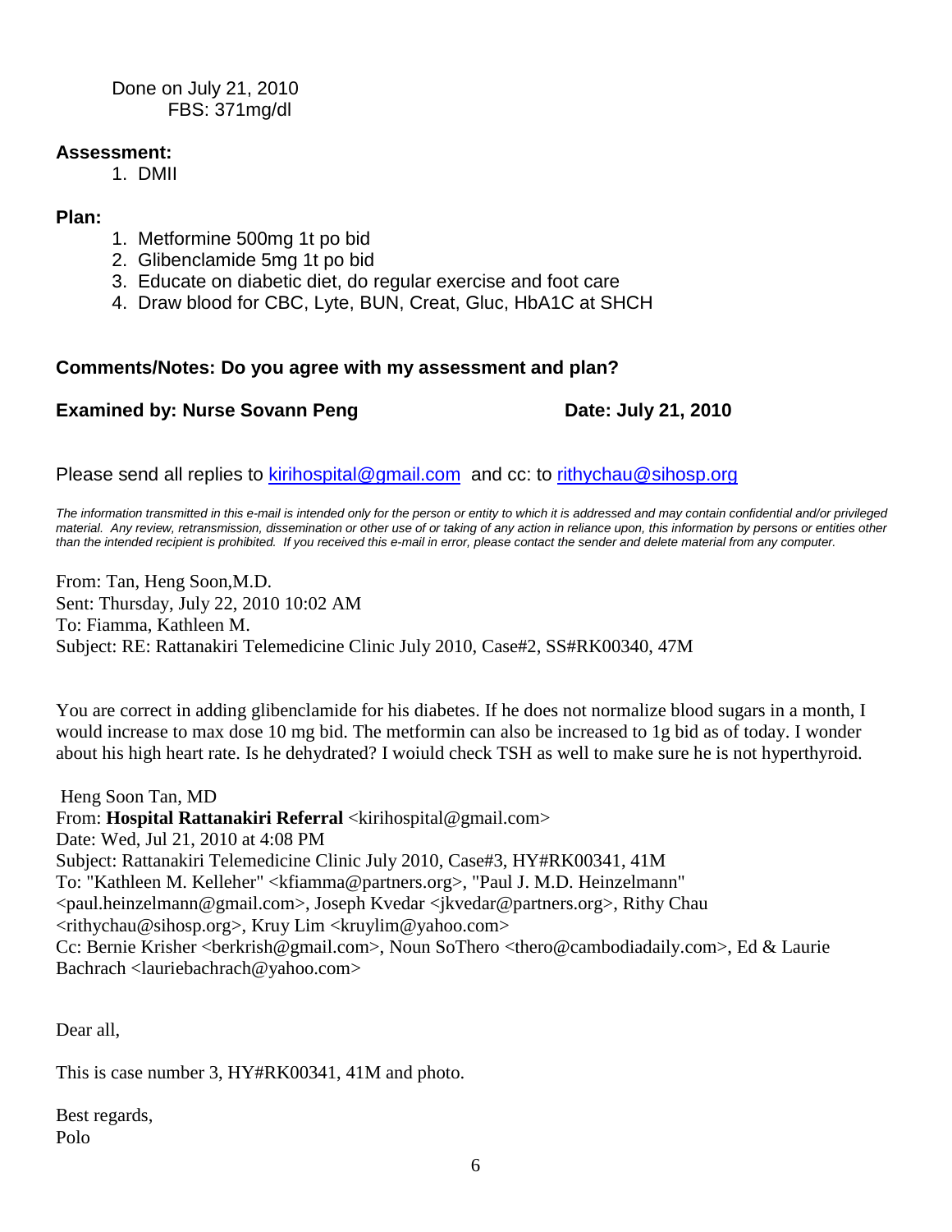Done on July 21, 2010
FBS: 371mg/dl

**Assessment:**

1. DMII

**Plan:**

1. Metformine 500mg 1t po bid
2. Glibenclamide 5mg 1t po bid
3. Educate on diabetic diet, do regular exercise and foot care
4. Draw blood for CBC, Lyte, BUN, Creat, Gluc, HbA1C at SHCH

**Comments/Notes: Do you agree with my assessment and plan?**

**Examined by: Nurse Sovann Peng** **Date: July 21, 2010**

Please send all replies to kirihospital@gmail.com and cc: to rithychau@sihosp.org

*The information transmitted in this e-mail is intended only for the person or entity to which it is addressed and may contain confidential and/or privileged material. Any review, retransmission, dissemination or other use of or taking of any action in reliance upon, this information by persons or entities other than the intended recipient is prohibited. If you received this e-mail in error, please contact the sender and delete material from any computer.*

From: Tan, Heng Soon,M.D.
Sent: Thursday, July 22, 2010 10:02 AM
To: Fiamma, Kathleen M.
Subject: RE: Rattanakiri Telemedicine Clinic July 2010, Case#2, SS#RK00340, 47M

You are correct in adding glibenclamide for his diabetes. If he does not normalize blood sugars in a month, I would increase to max dose 10 mg bid. The metformin can also be increased to 1g bid as of today. I wonder about his high heart rate. Is he dehydrated? I woiuld check TSH as well to make sure he is not hyperthyroid.

Heng Soon Tan, MD
From: **Hospital Rattanakiri Referral** <kirihospital@gmail.com>
Date: Wed, Jul 21, 2010 at 4:08 PM
Subject: Rattanakiri Telemedicine Clinic July 2010, Case#3, HY#RK00341, 41M
To: "Kathleen M. Kelleher" <kfiamma@partners.org>, "Paul J. M.D. Heinzelmann" <paul.heinzelmann@gmail.com>, Joseph Kvedar <jkvedar@partners.org>, Rithy Chau <rithychau@sihosp.org>, Kruy Lim <kruylim@yahoo.com>
Cc: Bernie Krisher <berkrish@gmail.com>, Noun SoThero <thero@cambodiadaily.com>, Ed & Laurie Bachrach <lauriebachrach@yahoo.com>

Dear all,

This is case number 3, HY#RK00341, 41M and photo.

Best regards,
Polo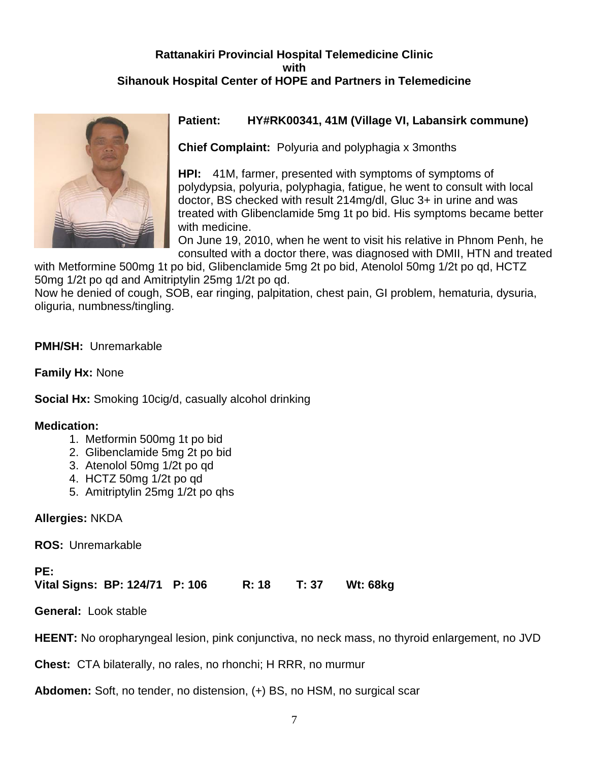**Rattanakiri Provincial Hospital Telemedicine Clinic**
**with**
**Sihanouk Hospital Center of HOPE and Partners in Telemedicine**

**Patient: HY#RK00341, 41M (Village VI, Labansirk commune)**

**Chief Complaint:** Polyuria and polyphagia x 3months

**HPI:** 41M, farmer, presented with symptoms of symptoms of polydypsia, polyuria, polyphagia, fatigue, he went to consult with local doctor, BS checked with result 214mg/dl, Gluc 3+ in urine and was treated with Glibenclamide 5mg 1t po bid. His symptoms became better with medicine.
On June 19, 2010, when he went to visit his relative in Phnom Penh, he consulted with a doctor there, was diagnosed with DMII, HTN and treated with Metformine 500mg 1t po bid, Glibenclamide 5mg 2t po bid, Atenolol 50mg 1/2t po qd, HCTZ 50mg 1/2t po qd and Amitriptylin 25mg 1/2t po qd.
Now he denied of cough, SOB, ear ringing, palpitation, chest pain, GI problem, hematuria, dysuria, oliguria, numbness/tingling.

**PMH/SH:** Unremarkable

**Family Hx:** None

**Social Hx:** Smoking 10cig/d, casually alcohol drinking

**Medication:**

1. Metformin 500mg 1t po bid
2. Glibenclamide 5mg 2t po bid
3. Atenolol 50mg 1/2t po qd
4. HCTZ 50mg 1/2t po qd
5. Amitriptylin 25mg 1/2t po qhs

**Allergies:** NKDA

**ROS:** Unremarkable

**PE:**
**Vital Signs: BP: 124/71 P: 106 R: 18 T: 37 Wt: 68kg**

**General:** Look stable

**HEENT:** No oropharyngeal lesion, pink conjunctiva, no neck mass, no thyroid enlargement, no JVD

**Chest:** CTA bilaterally, no rales, no rhonchi; H RRR, no murmur

**Abdomen:** Soft, no tender, no distension, (+) BS, no HSM, no surgical scar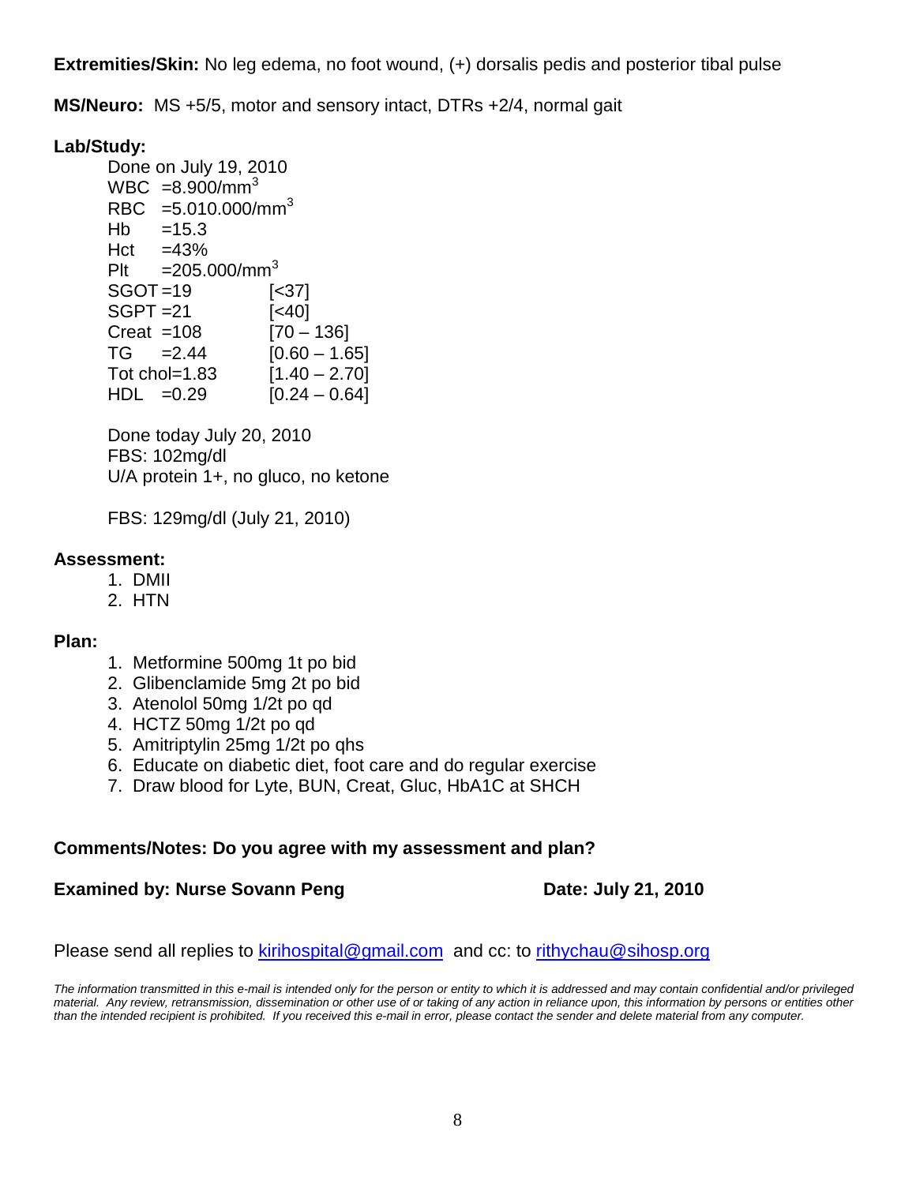**Extremities/Skin:** No leg edema, no foot wound, (+) dorsalis pedis and posterior tibal pulse

**MS/Neuro:** MS +5/5, motor and sensory intact, DTRs +2/4, normal gait

**Lab/Study:**

Done on July 19, 2010

| | | |
|---|---|---|
| WBC | =8.900/$mm^3$ | |
| RBC | =5.010.000/$mm^3$ | |
| Hb | =15.3 | |
| Hct | =43% | |
| Plt | =205.000/$mm^3$ | |
| SGOT | =19 | [<37] |
| SGPT | =21 | [<40] |
| Creat | =108 | [70 – 136] |
| TG | =2.44 | [0.60 – 1.65] |
| Tot chol | =1.83 | [1.40 – 2.70] |
| HDL | =0.29 | [0.24 – 0.64] |

Done today July 20, 2010
FBS: 102mg/dl
U/A protein 1+, no gluco, no ketone

FBS: 129mg/dl (July 21, 2010)

**Assessment:**

1. DMII
2. HTN

**Plan:**

1. Metformine 500mg 1t po bid
2. Glibenclamide 5mg 2t po bid
3. Atenolol 50mg 1/2t po qd
4. HCTZ 50mg 1/2t po qd
5. Amitriptylin 25mg 1/2t po qhs
6. Educate on diabetic diet, foot care and do regular exercise
7. Draw blood for Lyte, BUN, Creat, Gluc, HbA1C at SHCH

**Comments/Notes: Do you agree with my assessment and plan?**

**Examined by: Nurse Sovann Peng** **Date: July 21, 2010**

Please send all replies to kirihospital@gmail.com and cc: to rithychau@sihosp.org

*The information transmitted in this e-mail is intended only for the person or entity to which it is addressed and may contain confidential and/or privileged material. Any review, retransmission, dissemination or other use of or taking of any action in reliance upon, this information by persons or entities other than the intended recipient is prohibited. If you received this e-mail in error, please contact the sender and delete material from any computer.*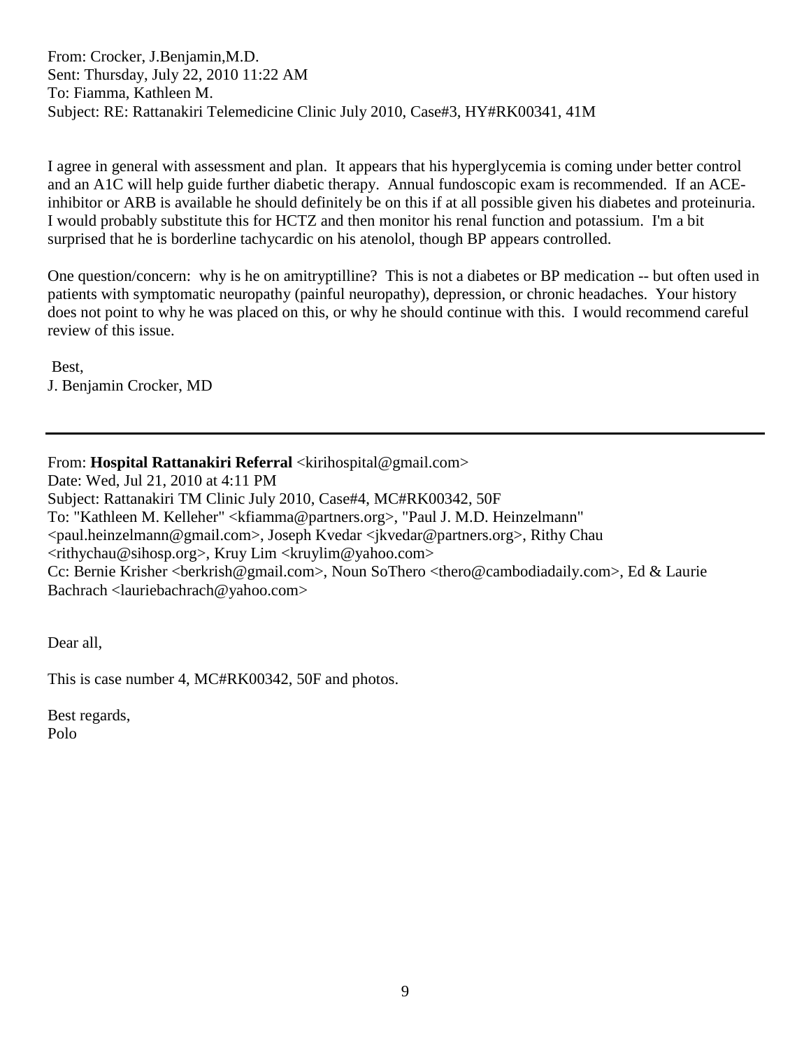From: Crocker, J.Benjamin,M.D.
Sent: Thursday, July 22, 2010 11:22 AM
To: Fiamma, Kathleen M.
Subject: RE: Rattanakiri Telemedicine Clinic July 2010, Case#3, HY#RK00341, 41M

I agree in general with assessment and plan. It appears that his hyperglycemia is coming under better control and an A1C will help guide further diabetic therapy. Annual fundoscopic exam is recommended. If an ACE-inhibitor or ARB is available he should definitely be on this if at all possible given his diabetes and proteinuria. I would probably substitute this for HCTZ and then monitor his renal function and potassium. I'm a bit surprised that he is borderline tachycardic on his atenolol, though BP appears controlled.

One question/concern: why is he on amitryptilline? This is not a diabetes or BP medication -- but often used in patients with symptomatic neuropathy (painful neuropathy), depression, or chronic headaches. Your history does not point to why he was placed on this, or why he should continue with this. I would recommend careful review of this issue.

Best,
J. Benjamin Crocker, MD

---

From: **Hospital Rattanakiri Referral** <kirihospital@gmail.com>
Date: Wed, Jul 21, 2010 at 4:11 PM
Subject: Rattanakiri TM Clinic July 2010, Case#4, MC#RK00342, 50F
To: "Kathleen M. Kelleher" <kfiamma@partners.org>, "Paul J. M.D. Heinzelmann" <paul.heinzelmann@gmail.com>, Joseph Kvedar <jkvedar@partners.org>, Rithy Chau <rithychau@sihosp.org>, Kruy Lim <kruylim@yahoo.com>
Cc: Bernie Krisher <berkrish@gmail.com>, Noun SoThero <thero@cambodiadaily.com>, Ed & Laurie Bachrach <lauriebachrach@yahoo.com>

Dear all,

This is case number 4, MC#RK00342, 50F and photos.

Best regards,
Polo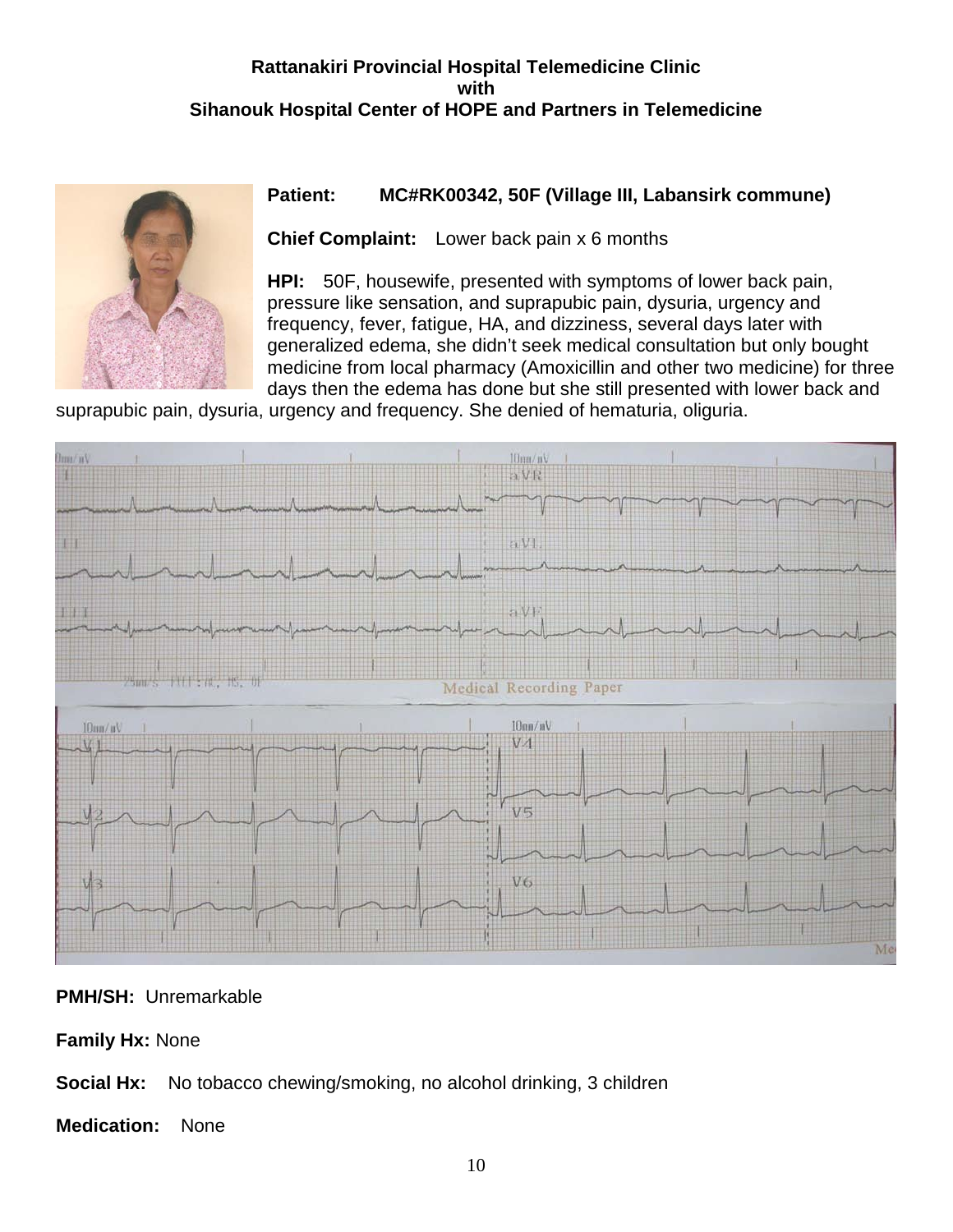**Rattanakiri Provincial Hospital Telemedicine Clinic**
**with**
**Sihanouk Hospital Center of HOPE and Partners in Telemedicine**

**Patient:** MC#RK00342, 50F (Village III, Labansirk commune)

**Chief Complaint:** Lower back pain x 6 months

**HPI:** 50F, housewife, presented with symptoms of lower back pain, pressure like sensation, and suprapubic pain, dysuria, urgency and frequency, fever, fatigue, HA, and dizziness, several days later with generalized edema, she didn't seek medical consultation but only bought medicine from local pharmacy (Amoxicillin and other two medicine) for three days then the edema has done but she still presented with lower back and suprapubic pain, dysuria, urgency and frequency. She denied of hematuria, oliguria.

**PMH/SH:** Unremarkable

**Family Hx:** None

**Social Hx:** No tobacco chewing/smoking, no alcohol drinking, 3 children

**Medication:** None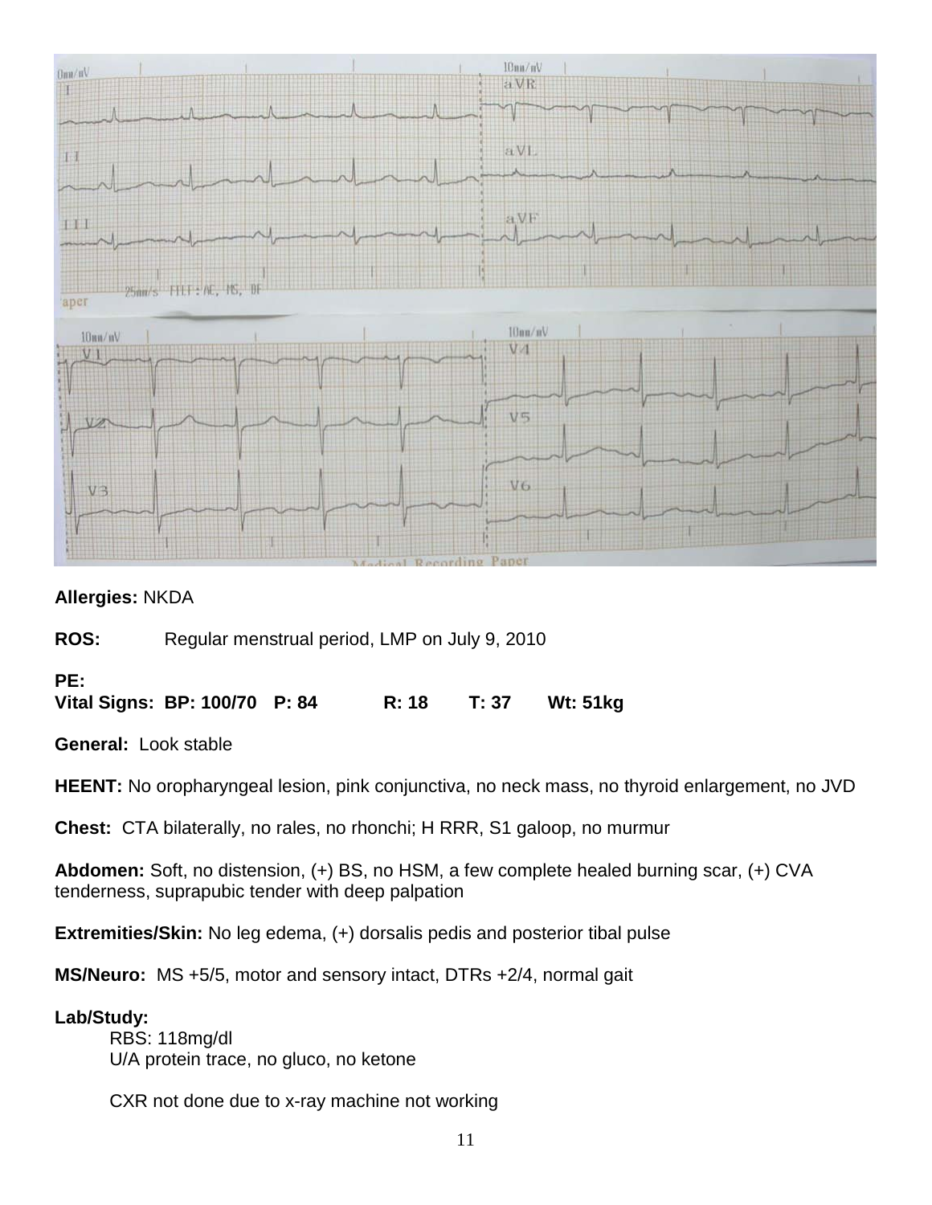**Allergies:** NKDA

**ROS:** Regular menstrual period, LMP on July 9, 2010

**PE:**

**Vital Signs: BP: 100/70 P: 84 R: 18 T: 37 Wt: 51kg**

**General:** Look stable

**HEENT:** No oropharyngeal lesion, pink conjunctiva, no neck mass, no thyroid enlargement, no JVD

**Chest:** CTA bilaterally, no rales, no rhonchi; H RRR, S1 galoop, no murmur

**Abdomen:** Soft, no distension, (+) BS, no HSM, a few complete healed burning scar, (+) CVA tenderness, suprapubic tender with deep palpation

**Extremities/Skin:** No leg edema, (+) dorsalis pedis and posterior tibal pulse

**MS/Neuro:** MS +5/5, motor and sensory intact, DTRs +2/4, normal gait

**Lab/Study:**

RBS: 118mg/dl
U/A protein trace, no gluco, no ketone

CXR not done due to x-ray machine not working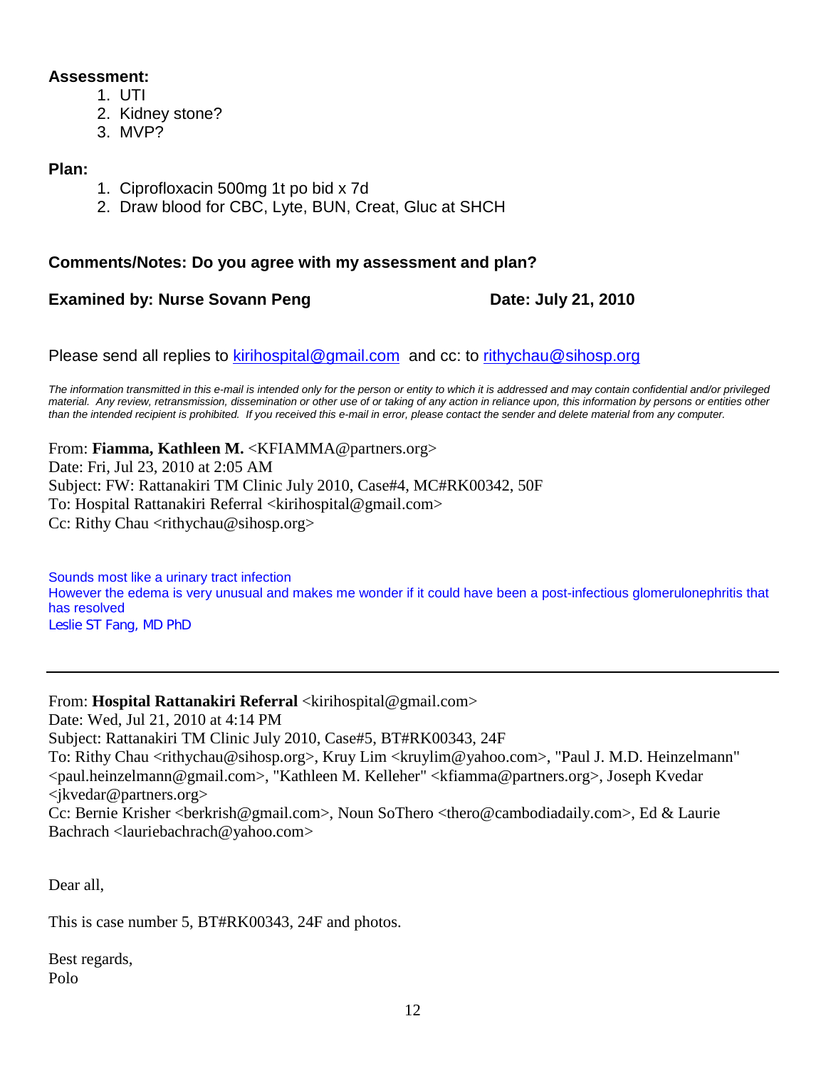**Assessment:**

1. UTI
2. Kidney stone?
3. MVP?

**Plan:**

1. Ciprofloxacin 500mg 1t po bid x 7d
2. Draw blood for CBC, Lyte, BUN, Creat, Gluc at SHCH

**Comments/Notes: Do you agree with my assessment and plan?**

**Examined by: Nurse Sovann Peng** **Date: July 21, 2010**

Please send all replies to kirihospital@gmail.com and cc: to rithychau@sihosp.org

*The information transmitted in this e-mail is intended only for the person or entity to which it is addressed and may contain confidential and/or privileged material. Any review, retransmission, dissemination or other use of or taking of any action in reliance upon, this information by persons or entities other than the intended recipient is prohibited. If you received this e-mail in error, please contact the sender and delete material from any computer.*

From: **Fiamma, Kathleen M.** <KFIAMMA@partners.org>
Date: Fri, Jul 23, 2010 at 2:05 AM
Subject: FW: Rattanakiri TM Clinic July 2010, Case#4, MC#RK00342, 50F
To: Hospital Rattanakiri Referral <kirihospital@gmail.com>
Cc: Rithy Chau <rithychau@sihosp.org>

Sounds most like a urinary tract infection
However the edema is very unusual and makes me wonder if it could have been a post-infectious glomerulonephritis that has resolved
Leslie ST Fang, MD PhD

---

From: **Hospital Rattanakiri Referral** <kirihospital@gmail.com>
Date: Wed, Jul 21, 2010 at 4:14 PM
Subject: Rattanakiri TM Clinic July 2010, Case#5, BT#RK00343, 24F
To: Rithy Chau <rithychau@sihosp.org>, Kruy Lim <kruylim@yahoo.com>, "Paul J. M.D. Heinzelmann" <paul.heinzelmann@gmail.com>, "Kathleen M. Kelleher" <kfiamma@partners.org>, Joseph Kvedar <jkvedar@partners.org>
Cc: Bernie Krisher <berkrish@gmail.com>, Noun SoThero <thero@cambodiadaily.com>, Ed & Laurie Bachrach <lauriebachrach@yahoo.com>

Dear all,

This is case number 5, BT#RK00343, 24F and photos.

Best regards,
Polo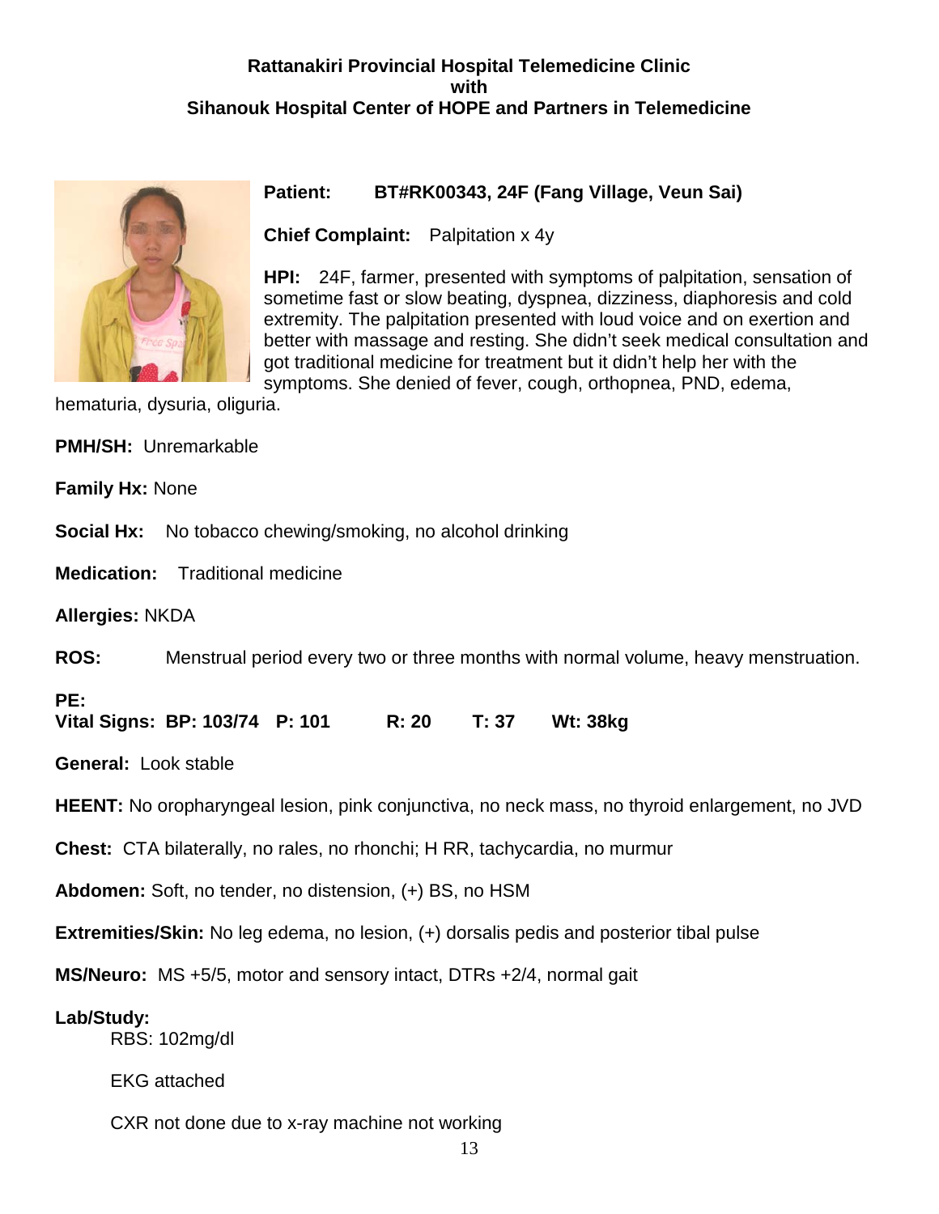**Rattanakiri Provincial Hospital Telemedicine Clinic**
**with**
**Sihanouk Hospital Center of HOPE and Partners in Telemedicine**

**Patient:** **BT#RK00343, 24F (Fang Village, Veun Sai)**

**Chief Complaint:** Palpitation x 4y

**HPI:** 24F, farmer, presented with symptoms of palpitation, sensation of sometime fast or slow beating, dyspnea, dizziness, diaphoresis and cold extremity. The palpitation presented with loud voice and on exertion and better with massage and resting. She didn't seek medical consultation and got traditional medicine for treatment but it didn't help her with the symptoms. She denied of fever, cough, orthopnea, PND, edema, hematuria, dysuria, oliguria.

**PMH/SH:** Unremarkable

**Family Hx:** None

**Social Hx:** No tobacco chewing/smoking, no alcohol drinking

**Medication:** Traditional medicine

**Allergies:** NKDA

**ROS:** Menstrual period every two or three months with normal volume, heavy menstruation.

**PE:**
**Vital Signs: BP: 103/74 P: 101 R: 20 T: 37 Wt: 38kg**

**General:** Look stable

**HEENT:** No oropharyngeal lesion, pink conjunctiva, no neck mass, no thyroid enlargement, no JVD

**Chest:** CTA bilaterally, no rales, no rhonchi; H RR, tachycardia, no murmur

**Abdomen:** Soft, no tender, no distension, (+) BS, no HSM

**Extremities/Skin:** No leg edema, no lesion, (+) dorsalis pedis and posterior tibal pulse

**MS/Neuro:** MS +5/5, motor and sensory intact, DTRs +2/4, normal gait

**Lab/Study:**

RBS: 102mg/dl

EKG attached

CXR not done due to x-ray machine not working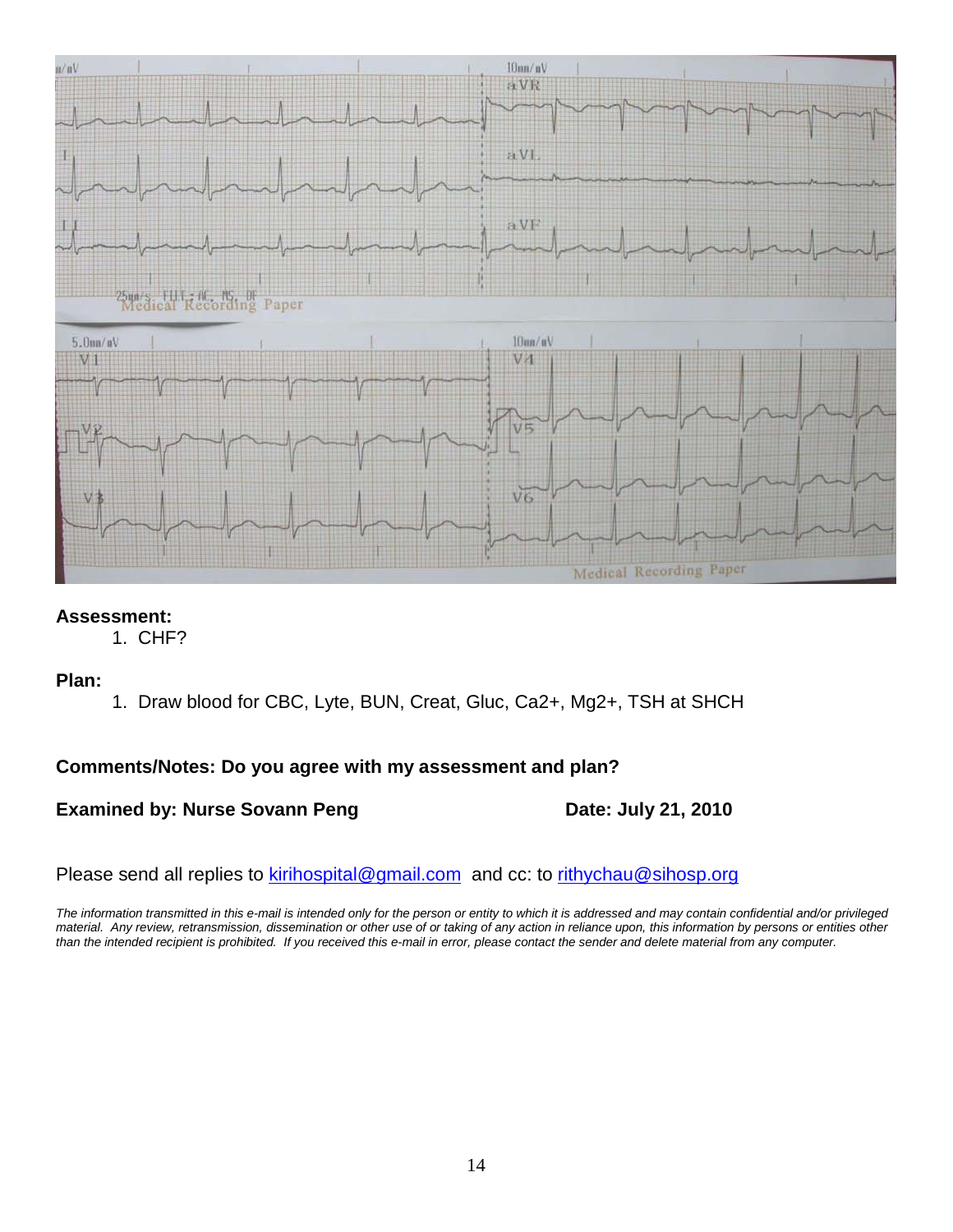**Assessment:**

1. CHF?

**Plan:**

1. Draw blood for CBC, Lyte, BUN, Creat, Gluc, Ca2+, Mg2+, TSH at SHCH

**Comments/Notes: Do you agree with my assessment and plan?**

**Examined by: Nurse Sovann Peng** **Date: July 21, 2010**

Please send all replies to kirihospital@gmail.com and cc: to rithychau@sihosp.org

*The information transmitted in this e-mail is intended only for the person or entity to which it is addressed and may contain confidential and/or privileged material. Any review, retransmission, dissemination or other use of or taking of any action in reliance upon, this information by persons or entities other than the intended recipient is prohibited. If you received this e-mail in error, please contact the sender and delete material from any computer.*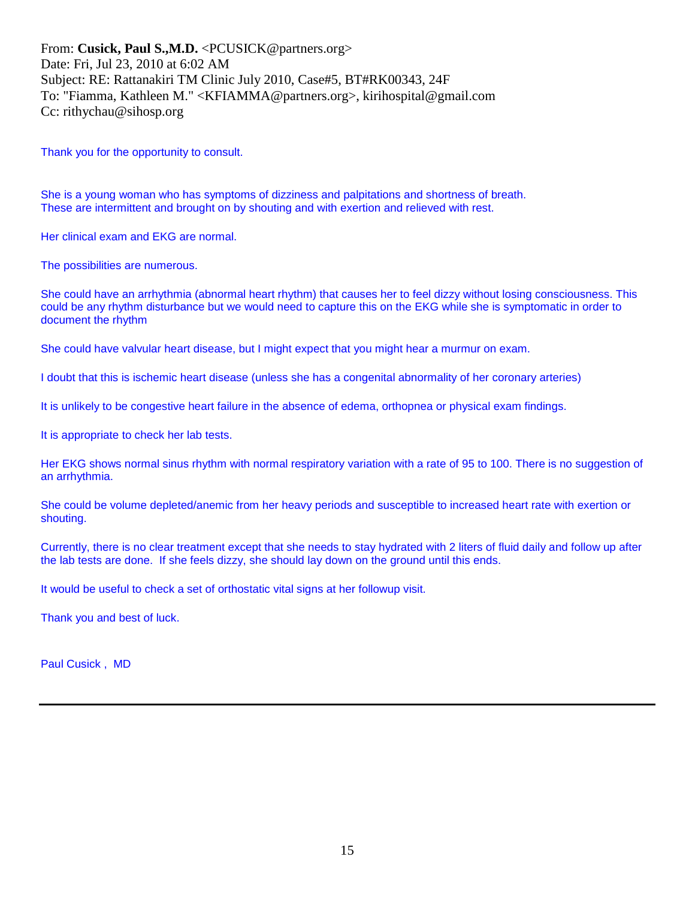From: **Cusick, Paul S.,M.D.** <PCUSICK@partners.org>
Date: Fri, Jul 23, 2010 at 6:02 AM
Subject: RE: Rattanakiri TM Clinic July 2010, Case#5, BT#RK00343, 24F
To: "Fiamma, Kathleen M." <KFIAMMA@partners.org>, kirihospital@gmail.com
Cc: rithychau@sihosp.org

Thank you for the opportunity to consult.

She is a young woman who has symptoms of dizziness and palpitations and shortness of breath.
These are intermittent and brought on by shouting and with exertion and relieved with rest.

Her clinical exam and EKG are normal.

The possibilities are numerous.

She could have an arrhythmia (abnormal heart rhythm) that causes her to feel dizzy without losing consciousness. This could be any rhythm disturbance but we would need to capture this on the EKG while she is symptomatic in order to document the rhythm

She could have valvular heart disease, but I might expect that you might hear a murmur on exam.

I doubt that this is ischemic heart disease (unless she has a congenital abnormality of her coronary arteries)

It is unlikely to be congestive heart failure in the absence of edema, orthopnea or physical exam findings.

It is appropriate to check her lab tests.

Her EKG shows normal sinus rhythm with normal respiratory variation with a rate of 95 to 100. There is no suggestion of an arrhythmia.

She could be volume depleted/anemic from her heavy periods and susceptible to increased heart rate with exertion or shouting.

Currently, there is no clear treatment except that she needs to stay hydrated with 2 liters of fluid daily and follow up after the lab tests are done. If she feels dizzy, she should lay down on the ground until this ends.

It would be useful to check a set of orthostatic vital signs at her followup visit.

Thank you and best of luck.

Paul Cusick , MD

---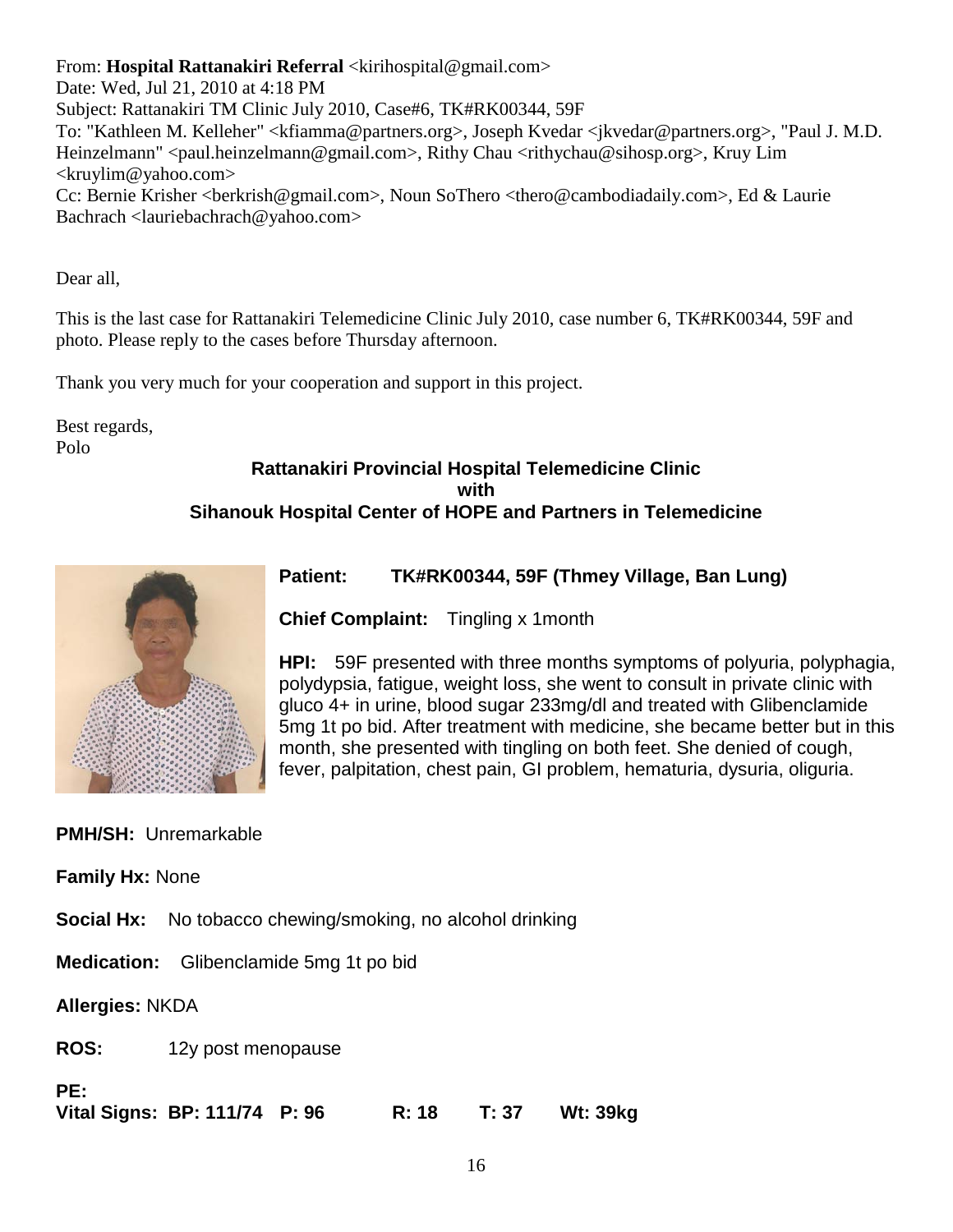From: **Hospital Rattanakiri Referral** <kirihospital@gmail.com>
Date: Wed, Jul 21, 2010 at 4:18 PM
Subject: Rattanakiri TM Clinic July 2010, Case#6, TK#RK00344, 59F
To: "Kathleen M. Kelleher" <kfiamma@partners.org>, Joseph Kvedar <jkvedar@partners.org>, "Paul J. M.D. Heinzelmann" <paul.heinzelmann@gmail.com>, Rithy Chau <rithychau@sihosp.org>, Kruy Lim <kruylim@yahoo.com>
Cc: Bernie Krisher <berkrish@gmail.com>, Noun SoThero <thero@cambodiadaily.com>, Ed & Laurie Bachrach <lauriebachrach@yahoo.com>

Dear all,

This is the last case for Rattanakiri Telemedicine Clinic July 2010, case number 6, TK#RK00344, 59F and photo. Please reply to the cases before Thursday afternoon.

Thank you very much for your cooperation and support in this project.

Best regards,
Polo

**Rattanakiri Provincial Hospital Telemedicine Clinic**
**with**
**Sihanouk Hospital Center of HOPE and Partners in Telemedicine**

**Patient:** **TK#RK00344, 59F (Thmey Village, Ban Lung)**

**Chief Complaint:** Tingling x 1month

**HPI:** 59F presented with three months symptoms of polyuria, polyphagia, polydypsia, fatigue, weight loss, she went to consult in private clinic with gluco 4+ in urine, blood sugar 233mg/dl and treated with Glibenclamide 5mg 1t po bid. After treatment with medicine, she became better but in this month, she presented with tingling on both feet. She denied of cough, fever, palpitation, chest pain, GI problem, hematuria, dysuria, oliguria.

**PMH/SH:** Unremarkable

**Family Hx:** None

**Social Hx:** No tobacco chewing/smoking, no alcohol drinking

**Medication:** Glibenclamide 5mg 1t po bid

**Allergies:** NKDA

**ROS:** 12y post menopause

**PE:**
**Vital Signs: BP: 111/74 P: 96 R: 18 T: 37 Wt: 39kg**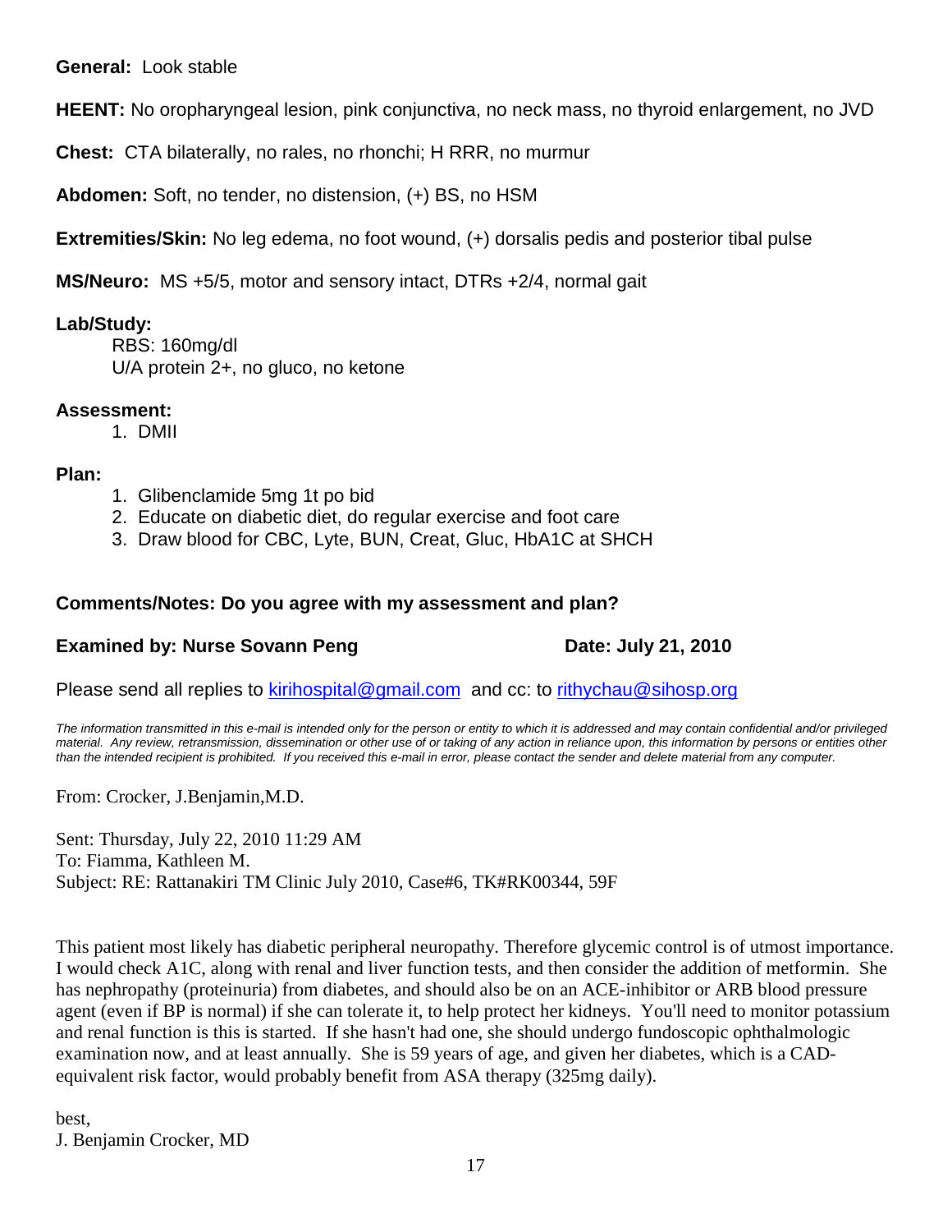**General:** Look stable

**HEENT:** No oropharyngeal lesion, pink conjunctiva, no neck mass, no thyroid enlargement, no JVD

**Chest:** CTA bilaterally, no rales, no rhonchi; H RRR, no murmur

**Abdomen:** Soft, no tender, no distension, (+) BS, no HSM

**Extremities/Skin:** No leg edema, no foot wound, (+) dorsalis pedis and posterior tibal pulse

**MS/Neuro:** MS +5/5, motor and sensory intact, DTRs +2/4, normal gait

**Lab/Study:**

RBS: 160mg/dl

U/A protein 2+, no gluco, no ketone

**Assessment:**

1. DMII

**Plan:**

1. Glibenclamide 5mg 1t po bid
2. Educate on diabetic diet, do regular exercise and foot care
3. Draw blood for CBC, Lyte, BUN, Creat, Gluc, HbA1C at SHCH

**Comments/Notes: Do you agree with my assessment and plan?**

**Examined by: Nurse Sovann Peng** **Date: July 21, 2010**

Please send all replies to kirihospital@gmail.com and cc: to rithychau@sihosp.org

*The information transmitted in this e-mail is intended only for the person or entity to which it is addressed and may contain confidential and/or privileged material. Any review, retransmission, dissemination or other use of or taking of any action in reliance upon, this information by persons or entities other than the intended recipient is prohibited. If you received this e-mail in error, please contact the sender and delete material from any computer.*

From: Crocker, J.Benjamin,M.D.

Sent: Thursday, July 22, 2010 11:29 AM
To: Fiamma, Kathleen M.
Subject: RE: Rattanakiri TM Clinic July 2010, Case#6, TK#RK00344, 59F

This patient most likely has diabetic peripheral neuropathy. Therefore glycemic control is of utmost importance. I would check A1C, along with renal and liver function tests, and then consider the addition of metformin. She has nephropathy (proteinuria) from diabetes, and should also be on an ACE-inhibitor or ARB blood pressure agent (even if BP is normal) if she can tolerate it, to help protect her kidneys. You'll need to monitor potassium and renal function is this is started. If she hasn't had one, she should undergo fundoscopic ophthalmologic examination now, and at least annually. She is 59 years of age, and given her diabetes, which is a CAD-equivalent risk factor, would probably benefit from ASA therapy (325mg daily).

best,
J. Benjamin Crocker, MD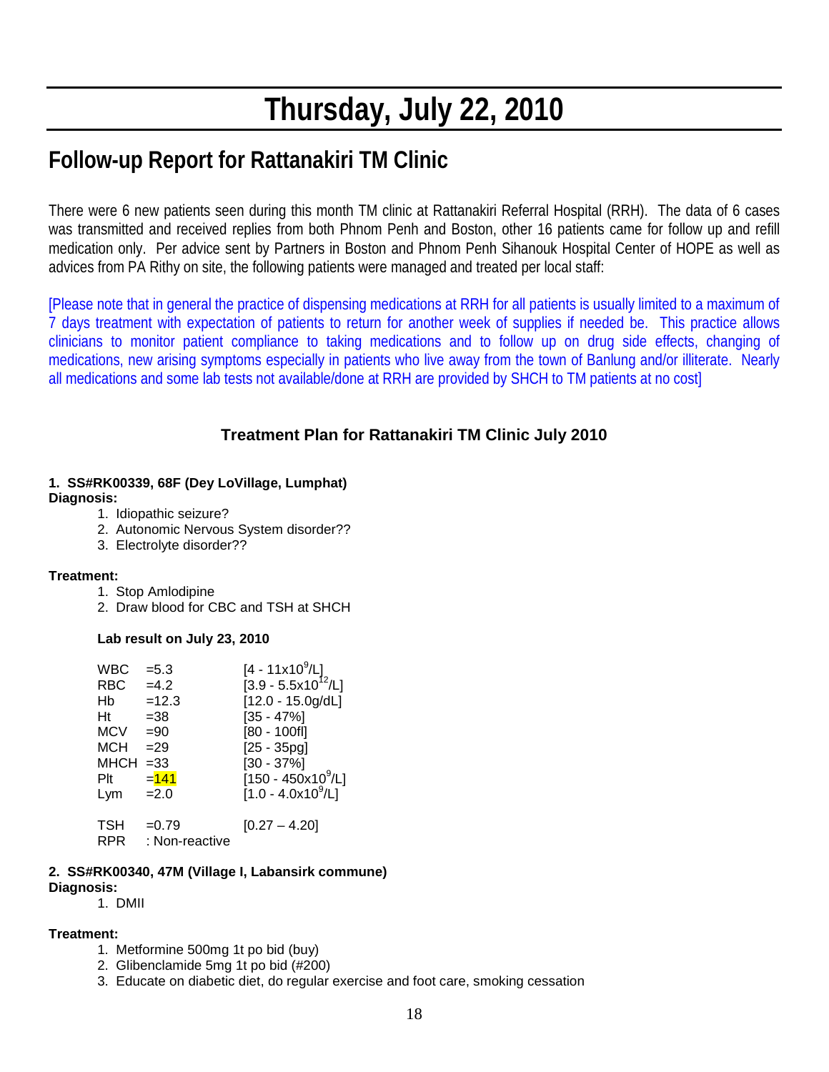# Thursday, July 22, 2010

## Follow-up Report for Rattanakiri TM Clinic

There were 6 new patients seen during this month TM clinic at Rattanakiri Referral Hospital (RRH). The data of 6 cases was transmitted and received replies from both Phnom Penh and Boston, other 16 patients came for follow up and refill medication only. Per advice sent by Partners in Boston and Phnom Penh Sihanouk Hospital Center of HOPE as well as advices from PA Rithy on site, the following patients were managed and treated per local staff:

[Please note that in general the practice of dispensing medications at RRH for all patients is usually limited to a maximum of 7 days treatment with expectation of patients to return for another week of supplies if needed be. This practice allows clinicians to monitor patient compliance to taking medications and to follow up on drug side effects, changing of medications, new arising symptoms especially in patients who live away from the town of Banlung and/or illiterate. Nearly all medications and some lab tests not available/done at RRH are provided by SHCH to TM patients at no cost]

### Treatment Plan for Rattanakiri TM Clinic July 2010

**1. SS#RK00339, 68F (Dey LoVillage, Lumphat)**
**Diagnosis:**

1. Idiopathic seizure?
2. Autonomic Nervous System disorder??
3. Electrolyte disorder??

**Treatment:**

1. Stop Amlodipine
2. Draw blood for CBC and TSH at SHCH

**Lab result on July 23, 2010**

| | | |
|---|---|---|
| WBC | =5.3 | [4 - 11x$10^9$/L] |
| RBC | =4.2 | [3.9 - 5.5x$10^{12}$/L] |
| Hb | =12.3 | [12.0 - 15.0g/dL] |
| Ht | =38 | [35 - 47%] |
| MCV | =90 | [80 - 100fl] |
| MCH | =29 | [25 - 35pg] |
| MHCH | =33 | [30 - 37%] |
| Plt | =141 | [150 - 450x$10^9$/L] |
| Lym | =2.0 | [1.0 - 4.0x$10^9$/L] |
| | | |
| TSH | =0.79 | [0.27 – 4.20] |
| RPR | : Non-reactive | |

**2. SS#RK00340, 47M (Village I, Labansirk commune)**
**Diagnosis:**

1. DMII

**Treatment:**

1. Metformine 500mg 1t po bid (buy)
2. Glibenclamide 5mg 1t po bid (#200)
3. Educate on diabetic diet, do regular exercise and foot care, smoking cessation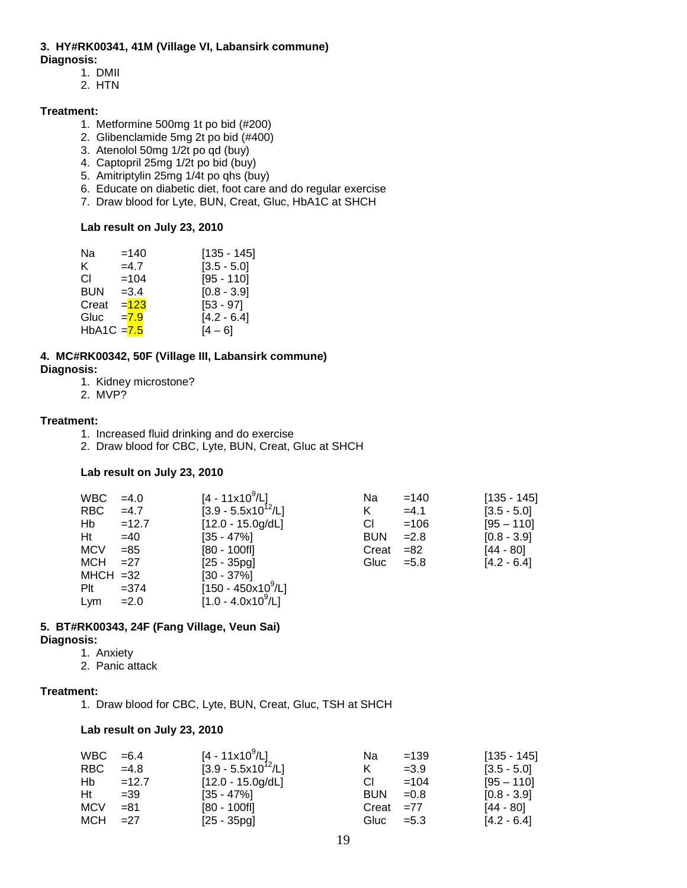**3. HY#RK00341, 41M (Village VI, Labansirk commune)**
**Diagnosis:**

1. DMII
2. HTN

**Treatment:**

1. Metformine 500mg 1t po bid (#200)
2. Glibenclamide 5mg 2t po bid (#400)
3. Atenolol 50mg 1/2t po qd (buy)
4. Captopril 25mg 1/2t po bid (buy)
5. Amitriptylin 25mg 1/4t po qhs (buy)
6. Educate on diabetic diet, foot care and do regular exercise
7. Draw blood for Lyte, BUN, Creat, Gluc, HbA1C at SHCH

**Lab result on July 23, 2010**

| | | |
|---|---|---|
| Na | =140 | [135 - 145] |
| K | =4.7 | [3.5 - 5.0] |
| Cl | =104 | [95 - 110] |
| BUN | =3.4 | [0.8 - 3.9] |
| Creat | =123 | [53 - 97] |
| Gluc | =7.9 | [4.2 - 6.4] |
| HbA1C | =7.5 | [4 – 6] |

**4. MC#RK00342, 50F (Village III, Labansirk commune)**
**Diagnosis:**

1. Kidney microstone?
2. MVP?

**Treatment:**

1. Increased fluid drinking and do exercise
2. Draw blood for CBC, Lyte, BUN, Creat, Gluc at SHCH

**Lab result on July 23, 2010**

| | | | | | |
|---|---|---|---|---|---|
| WBC | =4.0 | [4 - 11x10$^9$/L] | Na | =140 | [135 - 145] |
| RBC | =4.7 | [3.9 - 5.5x10$^{12}$/L] | K | =4.1 | [3.5 - 5.0] |
| Hb | =12.7 | [12.0 - 15.0g/dL] | Cl | =106 | [95 – 110] |
| Ht | =40 | [35 - 47%] | BUN | =2.8 | [0.8 - 3.9] |
| MCV | =85 | [80 - 100fl] | Creat | =82 | [44 - 80] |
| MCH | =27 | [25 - 35pg] | Gluc | =5.8 | [4.2 - 6.4] |
| MHCH | =32 | [30 - 37%] | | | |
| Plt | =374 | [150 - 450x10$^9$/L] | | | |
| Lym | =2.0 | [1.0 - 4.0x10$^9$/L] | | | |

**5. BT#RK00343, 24F (Fang Village, Veun Sai)**
**Diagnosis:**

1. Anxiety
2. Panic attack

**Treatment:**

1. Draw blood for CBC, Lyte, BUN, Creat, Gluc, TSH at SHCH

**Lab result on July 23, 2010**

| | | | | | |
|---|---|---|---|---|---|
| WBC | =6.4 | [4 - 11x10$^9$/L] | Na | =139 | [135 - 145] |
| RBC | =4.8 | [3.9 - 5.5x10$^{12}$/L] | K | =3.9 | [3.5 - 5.0] |
| Hb | =12.7 | [12.0 - 15.0g/dL] | Cl | =104 | [95 – 110] |
| Ht | =39 | [35 - 47%] | BUN | =0.8 | [0.8 - 3.9] |
| MCV | =81 | [80 - 100fl] | Creat | =77 | [44 - 80] |
| MCH | =27 | [25 - 35pg] | Gluc | =5.3 | [4.2 - 6.4] |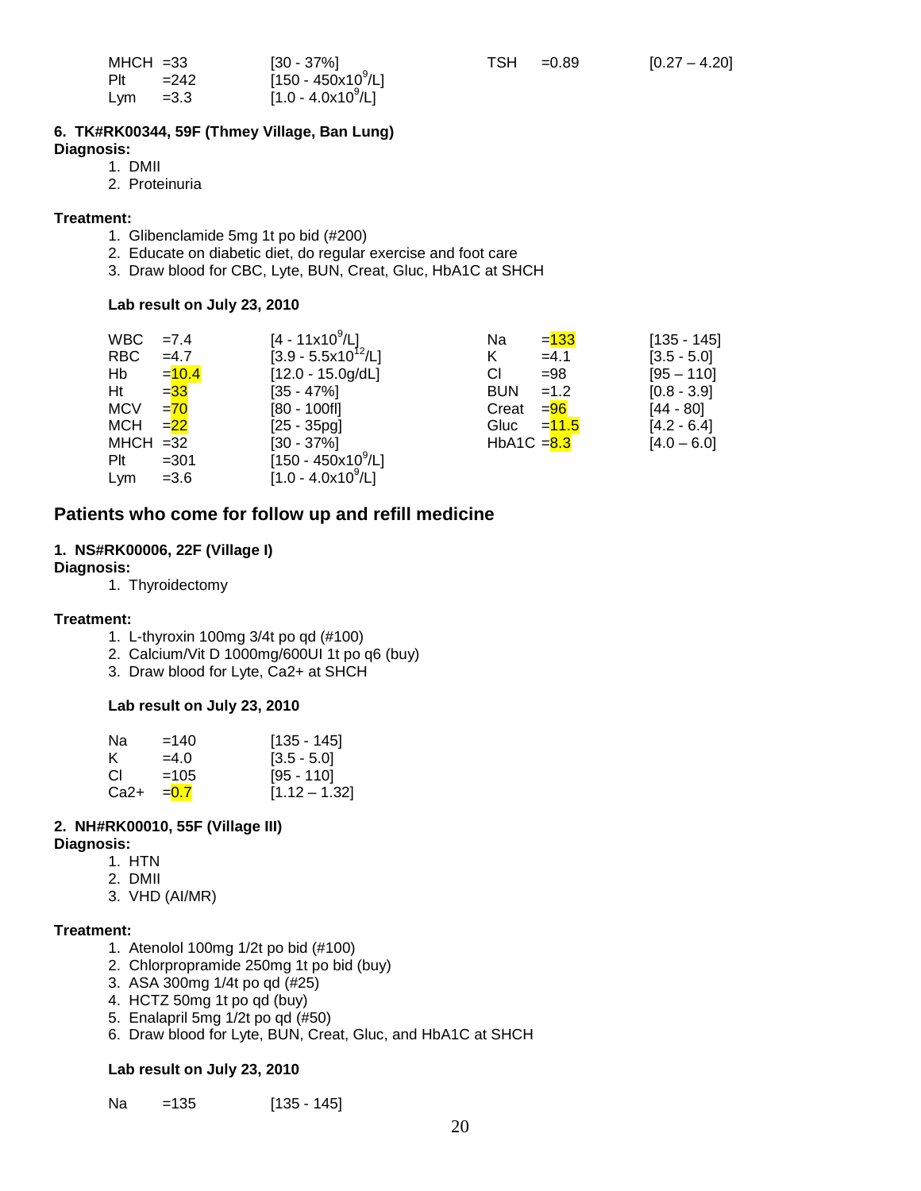| | | | | | |
|---|---|---|---|---|---|
| MHCH | =33 | [30 - 37%] | TSH | =0.89 | [0.27 – 4.20] |
| Plt | =242 | [150 - 450x10$^9$/L] | | | |
| Lym | =3.3 | [1.0 - 4.0x10$^9$/L] | | | |

**6. TK#RK00344, 59F (Thmey Village, Ban Lung)**

**Diagnosis:**

1. DMII
2. Proteinuria

**Treatment:**

1. Glibenclamide 5mg 1t po bid (#200)
2. Educate on diabetic diet, do regular exercise and foot care
3. Draw blood for CBC, Lyte, BUN, Creat, Gluc, HbA1C at SHCH

**Lab result on July 23, 2010**

| | | | | | |
|---|---|---|---|---|---|
| WBC | =7.4 | [4 - 11x10$^9$/L] | Na | =133 | [135 - 145] |
| RBC | =4.7 | [3.9 - 5.5x10$^{12}$/L] | K | =4.1 | [3.5 - 5.0] |
| Hb | =10.4 | [12.0 - 15.0g/dL] | Cl | =98 | [95 – 110] |
| Ht | =33 | [35 - 47%] | BUN | =1.2 | [0.8 - 3.9] |
| MCV | =70 | [80 - 100fl] | Creat | =96 | [44 - 80] |
| MCH | =22 | [25 - 35pg] | Gluc | =11.5 | [4.2 - 6.4] |
| MHCH | =32 | [30 - 37%] | HbA1C | =8.3 | [4.0 – 6.0] |
| Plt | =301 | [150 - 450x10$^9$/L] | | | |
| Lym | =3.6 | [1.0 - 4.0x10$^9$/L] | | | |

## Patients who come for follow up and refill medicine

**1. NS#RK00006, 22F (Village I)**

**Diagnosis:**

1. Thyroidectomy

**Treatment:**

1. L-thyroxin 100mg 3/4t po qd (#100)
2. Calcium/Vit D 1000mg/600UI 1t po q6 (buy)
3. Draw blood for Lyte, Ca2+ at SHCH

**Lab result on July 23, 2010**

| | | |
|---|---|---|
| Na | =140 | [135 - 145] |
| K | =4.0 | [3.5 - 5.0] |
| Cl | =105 | [95 - 110] |
| Ca2+ | =0.7 | [1.12 – 1.32] |

**2. NH#RK00010, 55F (Village III)**

**Diagnosis:**

1. HTN
2. DMII
3. VHD (AI/MR)

**Treatment:**

1. Atenolol 100mg 1/2t po bid (#100)
2. Chlorpropramide 250mg 1t po bid (buy)
3. ASA 300mg 1/4t po qd (#25)
4. HCTZ 50mg 1t po qd (buy)
5. Enalapril 5mg 1/2t po qd (#50)
6. Draw blood for Lyte, BUN, Creat, Gluc, and HbA1C at SHCH

**Lab result on July 23, 2010**

| | | |
|---|---|---|
| Na | =135 | [135 - 145] |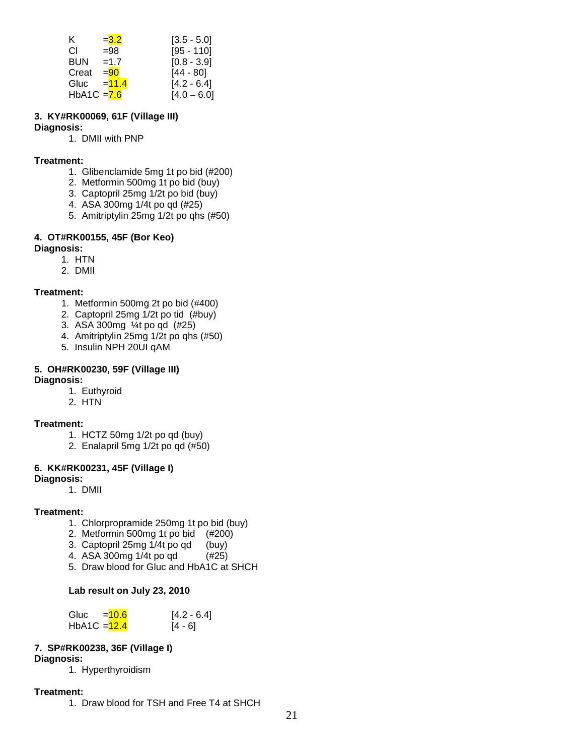| | | |
|---|---|---|
| K | =3.2 | [3.5 - 5.0] |
| Cl | =98 | [95 - 110] |
| BUN | =1.7 | [0.8 - 3.9] |
| Creat | =90 | [44 - 80] |
| Gluc | =11.4 | [4.2 - 6.4] |
| HbA1C | =7.6 | [4.0 – 6.0] |

**3. KY#RK00069, 61F (Village III)**

**Diagnosis:**

1. DMII with PNP

**Treatment:**

1. Glibenclamide 5mg 1t po bid (#200)
2. Metformin 500mg 1t po bid (buy)
3. Captopril 25mg 1/2t po bid (buy)
4. ASA 300mg 1/4t po qd (#25)
5. Amitriptylin 25mg 1/2t po qhs (#50)

**4. OT#RK00155, 45F (Bor Keo)**

**Diagnosis:**

1. HTN
2. DMII

**Treatment:**

1. Metformin 500mg 2t po bid (#400)
2. Captopril 25mg 1/2t po tid (#buy)
3. ASA 300mg ¼t po qd (#25)
4. Amitriptylin 25mg 1/2t po qhs (#50)
5. Insulin NPH 20UI qAM

**5. OH#RK00230, 59F (Village III)**

**Diagnosis:**

1. Euthyroid
2. HTN

**Treatment:**

1. HCTZ 50mg 1/2t po qd (buy)
2. Enalapril 5mg 1/2t po qd (#50)

**6. KK#RK00231, 45F (Village I)**

**Diagnosis:**

1. DMII

**Treatment:**

1. Chlorpropramide 250mg 1t po bid (buy)
2. Metformin 500mg 1t po bid (#200)
3. Captopril 25mg 1/4t po qd (buy)
4. ASA 300mg 1/4t po qd (#25)
5. Draw blood for Gluc and HbA1C at SHCH

**Lab result on July 23, 2010**

| | | |
|---|---|---|
| Gluc | =10.6 | [4.2 - 6.4] |
| HbA1C | =12.4 | [4 - 6] |

**7. SP#RK00238, 36F (Village I)**

**Diagnosis:**

1. Hyperthyroidism

**Treatment:**

1. Draw blood for TSH and Free T4 at SHCH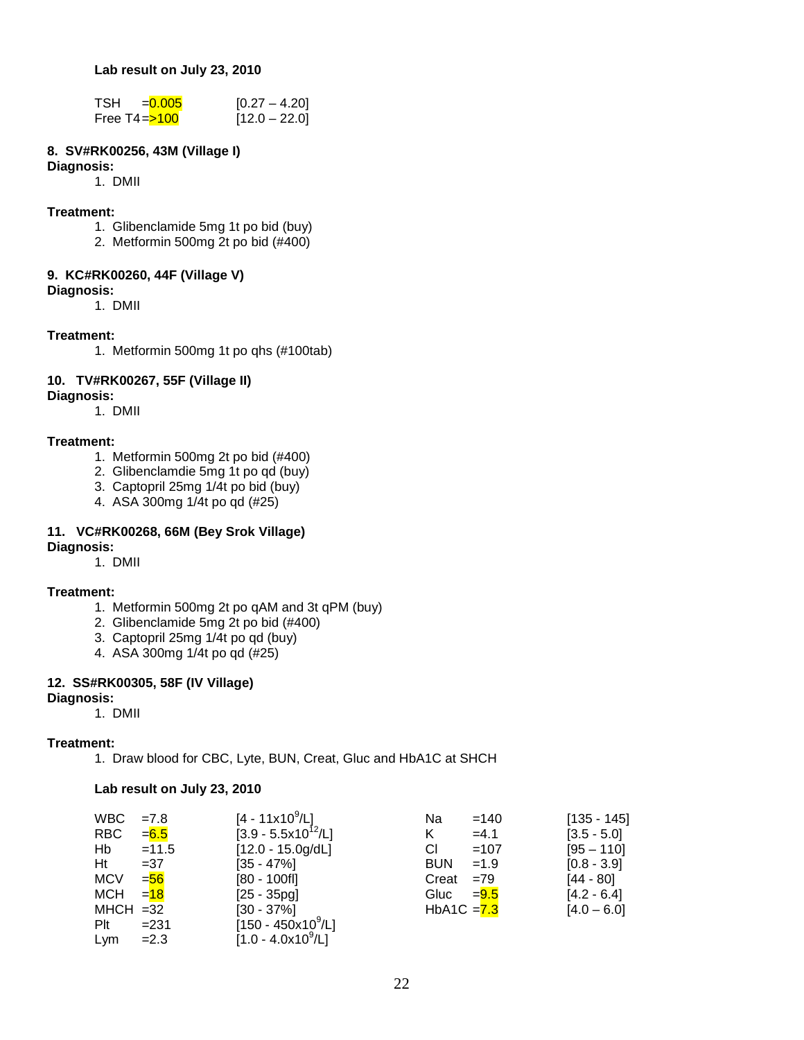**Lab result on July 23, 2010**

| | | |
|---|---|---|
| TSH | =0.005 | [0.27 – 4.20] |
| Free T4 | =>100 | [12.0 – 22.0] |

**8. SV#RK00256, 43M (Village I)**

**Diagnosis:**

1. DMII

**Treatment:**

1. Glibenclamide 5mg 1t po bid (buy)
2. Metformin 500mg 2t po bid (#400)

**9. KC#RK00260, 44F (Village V)**

**Diagnosis:**

1. DMII

**Treatment:**

1. Metformin 500mg 1t po qhs (#100tab)

**10. TV#RK00267, 55F (Village II)**

**Diagnosis:**

1. DMII

**Treatment:**

1. Metformin 500mg 2t po bid (#400)
2. Glibenclamdie 5mg 1t po qd (buy)
3. Captopril 25mg 1/4t po bid (buy)
4. ASA 300mg 1/4t po qd (#25)

**11. VC#RK00268, 66M (Bey Srok Village)**

**Diagnosis:**

1. DMII

**Treatment:**

1. Metformin 500mg 2t po qAM and 3t qPM (buy)
2. Glibenclamide 5mg 2t po bid (#400)
3. Captopril 25mg 1/4t po qd (buy)
4. ASA 300mg 1/4t po qd (#25)

**12. SS#RK00305, 58F (IV Village)**

**Diagnosis:**

1. DMII

**Treatment:**

1. Draw blood for CBC, Lyte, BUN, Creat, Gluc and HbA1C at SHCH

**Lab result on July 23, 2010**

| | | | | | |
|---|---|---|---|---|---|
| WBC | =7.8 | [4 - 11x10$^9$/L] | Na | =140 | [135 - 145] |
| RBC | =6.5 | [3.9 - 5.5x10$^{12}$/L] | K | =4.1 | [3.5 - 5.0] |
| Hb | =11.5 | [12.0 - 15.0g/dL] | Cl | =107 | [95 – 110] |
| Ht | =37 | [35 - 47%] | BUN | =1.9 | [0.8 - 3.9] |
| MCV | =56 | [80 - 100fl] | Creat | =79 | [44 - 80] |
| MCH | =18 | [25 - 35pg] | Gluc | =9.5 | [4.2 - 6.4] |
| MHCH | =32 | [30 - 37%] | HbA1C | =7.3 | [4.0 – 6.0] |
| Plt | =231 | [150 - 450x10$^9$/L] | | | |
| Lym | =2.3 | [1.0 - 4.0x10$^9$/L] | | | |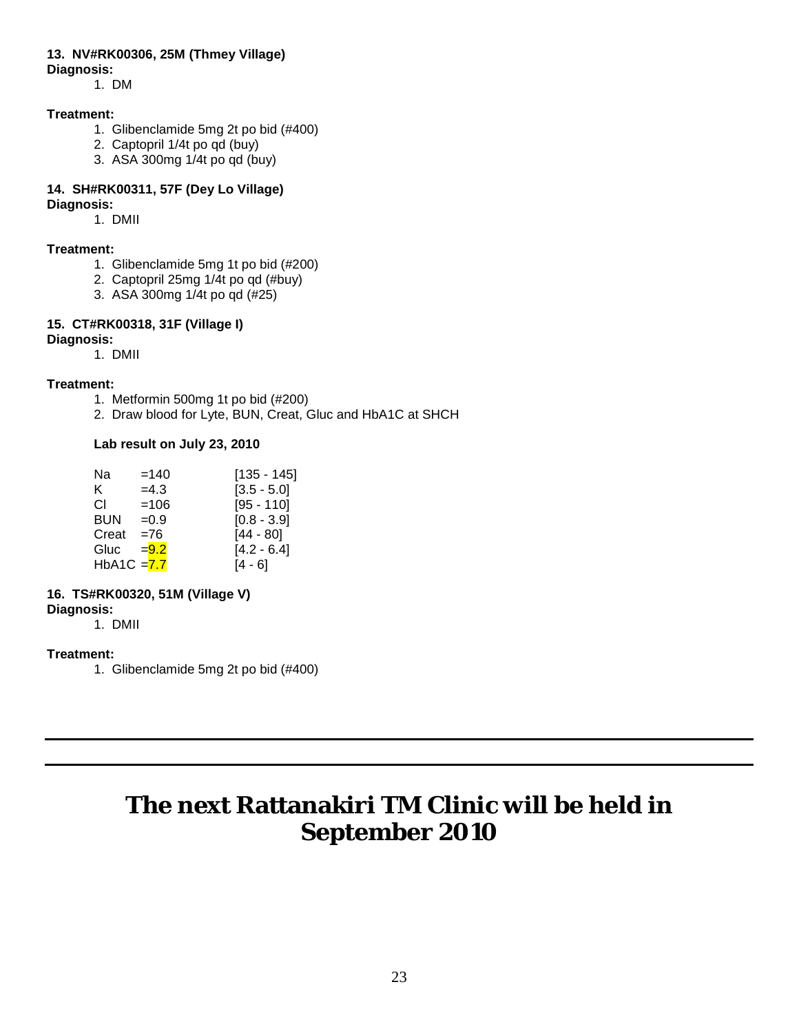**13. NV#RK00306, 25M (Thmey Village)**
**Diagnosis:**

1. DM

**Treatment:**

1. Glibenclamide 5mg 2t po bid (#400)
2. Captopril 1/4t po qd (buy)
3. ASA 300mg 1/4t po qd (buy)

**14. SH#RK00311, 57F (Dey Lo Village)**
**Diagnosis:**

1. DMII

**Treatment:**

1. Glibenclamide 5mg 1t po bid (#200)
2. Captopril 25mg 1/4t po qd (#buy)
3. ASA 300mg 1/4t po qd (#25)

**15. CT#RK00318, 31F (Village I)**
**Diagnosis:**

1. DMII

**Treatment:**

1. Metformin 500mg 1t po bid (#200)
2. Draw blood for Lyte, BUN, Creat, Gluc and HbA1C at SHCH

**Lab result on July 23, 2010**

| | | |
|---|---|---|
| Na | =140 | [135 - 145] |
| K | =4.3 | [3.5 - 5.0] |
| Cl | =106 | [95 - 110] |
| BUN | =0.9 | [0.8 - 3.9] |
| Creat | =76 | [44 - 80] |
| Gluc | =9.2 | [4.2 - 6.4] |
| HbA1C | =7.7 | [4 - 6] |

**16. TS#RK00320, 51M (Village V)**
**Diagnosis:**

1. DMII

**Treatment:**

1. Glibenclamide 5mg 2t po bid (#400)

---

# The next Rattanakiri TM Clinic will be held in September 2010